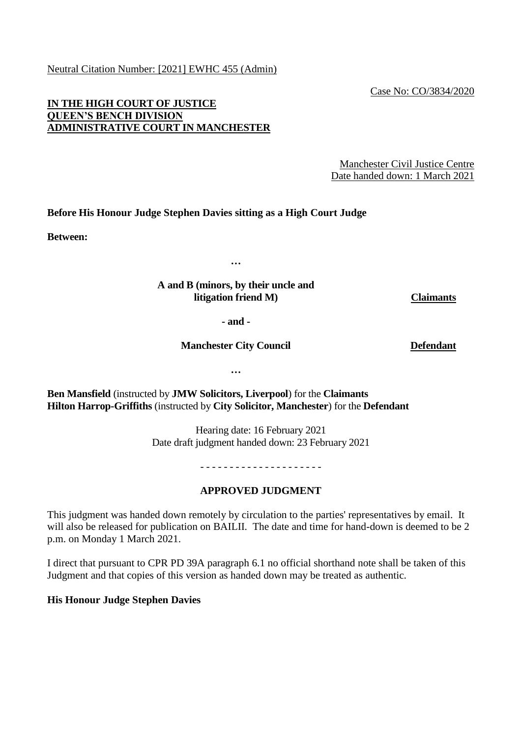Neutral Citation Number: [2021] EWHC 455 (Admin)

Case No: CO/3834/2020

**IN THE HIGH COURT OF JUSTICE**
**QUEEN'S BENCH DIVISION**
**ADMINISTRATIVE COURT IN MANCHESTER**

Manchester Civil Justice Centre
Date handed down: 1 March 2021

**Before His Honour Judge Stephen Davies sitting as a High Court Judge**

**Between:**

**…**

**A and B (minors, by their uncle and litigation friend M)** — **Claimants**

**- and -**

**Manchester City Council** — **Defendant**

**…**

**Ben Mansfield** (instructed by **JMW Solicitors, Liverpool**) for the **Claimants**
**Hilton Harrop-Griffiths** (instructed by **City Solicitor, Manchester**) for the **Defendant**

Hearing date: 16 February 2021
Date draft judgment handed down: 23 February 2021

\- - - - - - - - - - - - - - - - - - - -

**APPROVED JUDGMENT**

This judgment was handed down remotely by circulation to the parties' representatives by email. It will also be released for publication on BAILII. The date and time for hand-down is deemed to be 2 p.m. on Monday 1 March 2021.

I direct that pursuant to CPR PD 39A paragraph 6.1 no official shorthand note shall be taken of this Judgment and that copies of this version as handed down may be treated as authentic.

**His Honour Judge Stephen Davies**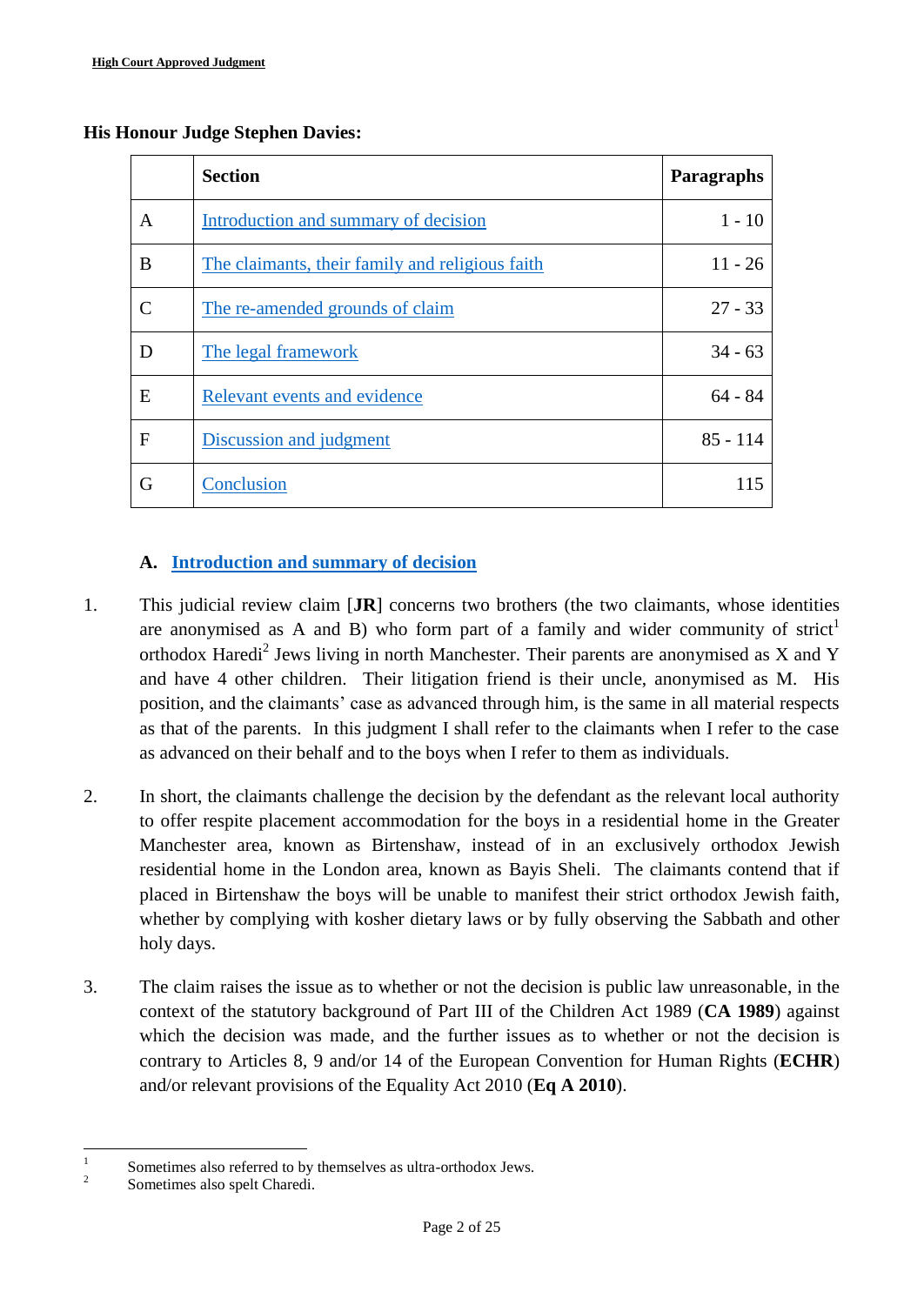**His Honour Judge Stephen Davies:**

| | Section | Paragraphs |
|---|---|---|
| A | Introduction and summary of decision | 1 - 10 |
| B | The claimants, their family and religious faith | 11 - 26 |
| C | The re-amended grounds of claim | 27 - 33 |
| D | The legal framework | 34 - 63 |
| E | Relevant events and evidence | 64 - 84 |
| F | Discussion and judgment | 85 - 114 |
| G | Conclusion | 115 |

## A. Introduction and summary of decision

1. This judicial review claim [**JR**] concerns two brothers (the two claimants, whose identities are anonymised as A and B) who form part of a family and wider community of strict[1] orthodox Haredi[2] Jews living in north Manchester. Their parents are anonymised as X and Y and have 4 other children. Their litigation friend is their uncle, anonymised as M. His position, and the claimants' case as advanced through him, is the same in all material respects as that of the parents. In this judgment I shall refer to the claimants when I refer to the case as advanced on their behalf and to the boys when I refer to them as individuals.

2. In short, the claimants challenge the decision by the defendant as the relevant local authority to offer respite placement accommodation for the boys in a residential home in the Greater Manchester area, known as Birtenshaw, instead of in an exclusively orthodox Jewish residential home in the London area, known as Bayis Sheli. The claimants contend that if placed in Birtenshaw the boys will be unable to manifest their strict orthodox Jewish faith, whether by complying with kosher dietary laws or by fully observing the Sabbath and other holy days.

3. The claim raises the issue as to whether or not the decision is public law unreasonable, in the context of the statutory background of Part III of the Children Act 1989 (**CA 1989**) against which the decision was made, and the further issues as to whether or not the decision is contrary to Articles 8, 9 and/or 14 of the European Convention for Human Rights (**ECHR**) and/or relevant provisions of the Equality Act 2010 (**Eq A 2010**).

---

[1] Sometimes also referred to by themselves as ultra-orthodox Jews.

[2] Sometimes also spelt Charedi.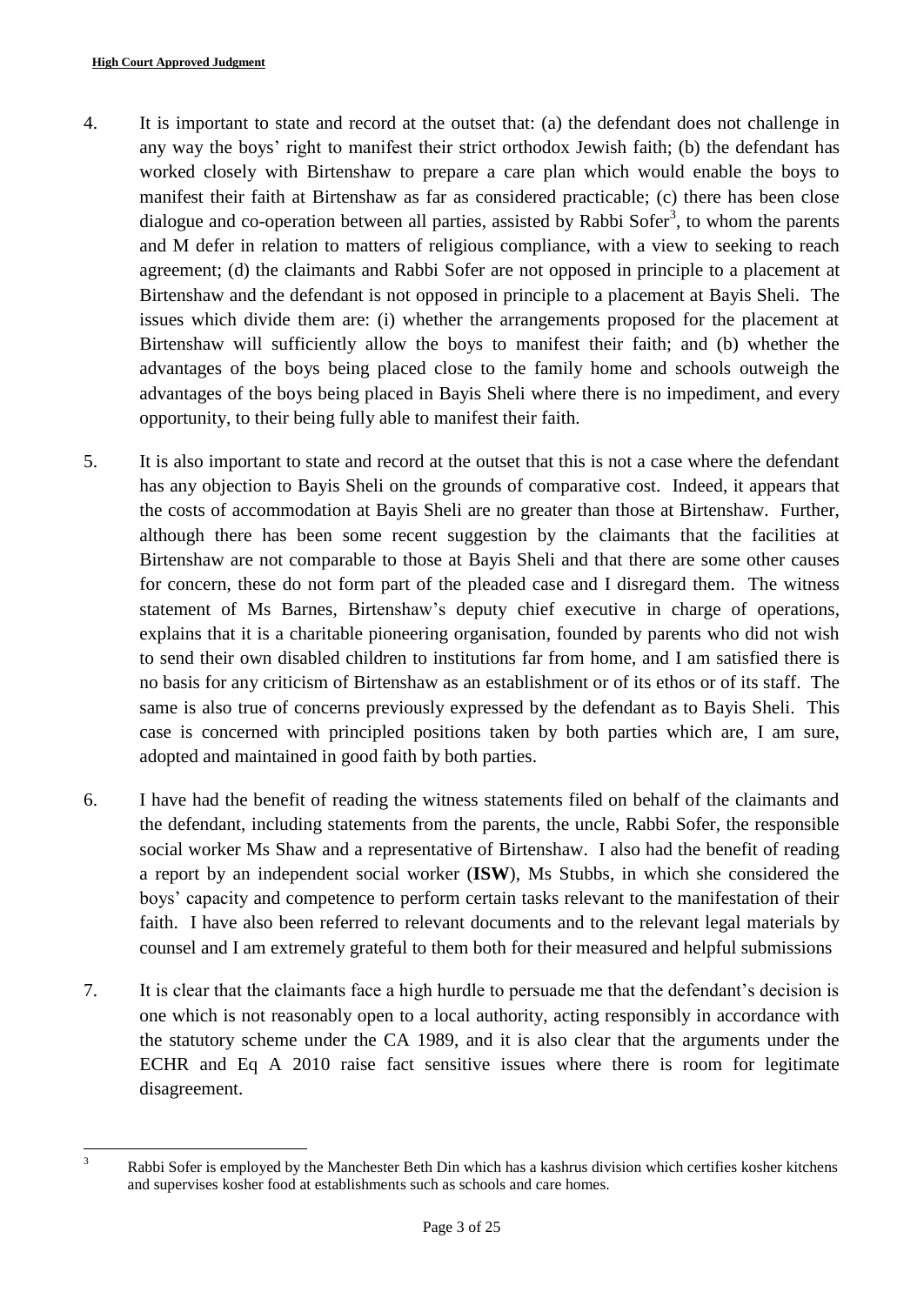4. It is important to state and record at the outset that: (a) the defendant does not challenge in any way the boys' right to manifest their strict orthodox Jewish faith; (b) the defendant has worked closely with Birtenshaw to prepare a care plan which would enable the boys to manifest their faith at Birtenshaw as far as considered practicable; (c) there has been close dialogue and co-operation between all parties, assisted by Rabbi Sofer[3], to whom the parents and M defer in relation to matters of religious compliance, with a view to seeking to reach agreement; (d) the claimants and Rabbi Sofer are not opposed in principle to a placement at Birtenshaw and the defendant is not opposed in principle to a placement at Bayis Sheli. The issues which divide them are: (i) whether the arrangements proposed for the placement at Birtenshaw will sufficiently allow the boys to manifest their faith; and (b) whether the advantages of the boys being placed close to the family home and schools outweigh the advantages of the boys being placed in Bayis Sheli where there is no impediment, and every opportunity, to their being fully able to manifest their faith.

5. It is also important to state and record at the outset that this is not a case where the defendant has any objection to Bayis Sheli on the grounds of comparative cost. Indeed, it appears that the costs of accommodation at Bayis Sheli are no greater than those at Birtenshaw. Further, although there has been some recent suggestion by the claimants that the facilities at Birtenshaw are not comparable to those at Bayis Sheli and that there are some other causes for concern, these do not form part of the pleaded case and I disregard them. The witness statement of Ms Barnes, Birtenshaw's deputy chief executive in charge of operations, explains that it is a charitable pioneering organisation, founded by parents who did not wish to send their own disabled children to institutions far from home, and I am satisfied there is no basis for any criticism of Birtenshaw as an establishment or of its ethos or of its staff. The same is also true of concerns previously expressed by the defendant as to Bayis Sheli. This case is concerned with principled positions taken by both parties which are, I am sure, adopted and maintained in good faith by both parties.

6. I have had the benefit of reading the witness statements filed on behalf of the claimants and the defendant, including statements from the parents, the uncle, Rabbi Sofer, the responsible social worker Ms Shaw and a representative of Birtenshaw. I also had the benefit of reading a report by an independent social worker (**ISW**), Ms Stubbs, in which she considered the boys' capacity and competence to perform certain tasks relevant to the manifestation of their faith. I have also been referred to relevant documents and to the relevant legal materials by counsel and I am extremely grateful to them both for their measured and helpful submissions

7. It is clear that the claimants face a high hurdle to persuade me that the defendant's decision is one which is not reasonably open to a local authority, acting responsibly in accordance with the statutory scheme under the CA 1989, and it is also clear that the arguments under the ECHR and Eq A 2010 raise fact sensitive issues where there is room for legitimate disagreement.

[3] Rabbi Sofer is employed by the Manchester Beth Din which has a kashrus division which certifies kosher kitchens and supervises kosher food at establishments such as schools and care homes.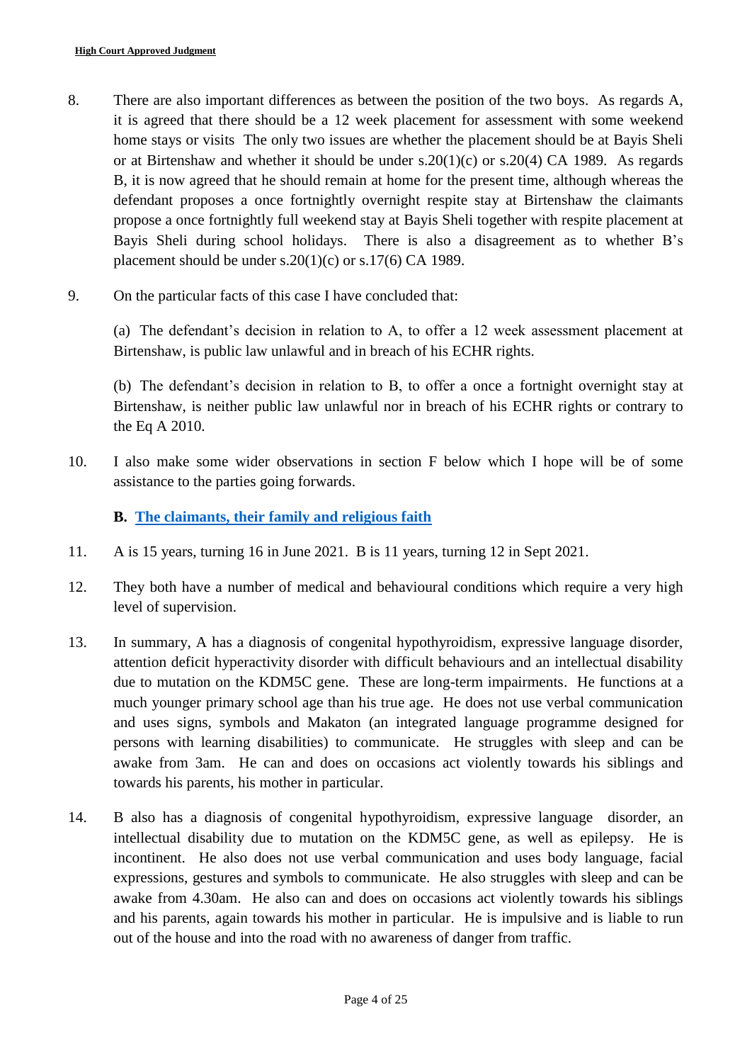8. There are also important differences as between the position of the two boys. As regards A, it is agreed that there should be a 12 week placement for assessment with some weekend home stays or visits The only two issues are whether the placement should be at Bayis Sheli or at Birtenshaw and whether it should be under s.20(1)(c) or s.20(4) CA 1989. As regards B, it is now agreed that he should remain at home for the present time, although whereas the defendant proposes a once fortnightly overnight respite stay at Birtenshaw the claimants propose a once fortnightly full weekend stay at Bayis Sheli together with respite placement at Bayis Sheli during school holidays. There is also a disagreement as to whether B's placement should be under s.20(1)(c) or s.17(6) CA 1989.

9. On the particular facts of this case I have concluded that:

   (a) The defendant's decision in relation to A, to offer a 12 week assessment placement at Birtenshaw, is public law unlawful and in breach of his ECHR rights.

   (b) The defendant's decision in relation to B, to offer a once a fortnight overnight stay at Birtenshaw, is neither public law unlawful nor in breach of his ECHR rights or contrary to the Eq A 2010.

10. I also make some wider observations in section F below which I hope will be of some assistance to the parties going forwards.

## B. The claimants, their family and religious faith

11. A is 15 years, turning 16 in June 2021. B is 11 years, turning 12 in Sept 2021.

12. They both have a number of medical and behavioural conditions which require a very high level of supervision.

13. In summary, A has a diagnosis of congenital hypothyroidism, expressive language disorder, attention deficit hyperactivity disorder with difficult behaviours and an intellectual disability due to mutation on the KDM5C gene. These are long-term impairments. He functions at a much younger primary school age than his true age. He does not use verbal communication and uses signs, symbols and Makaton (an integrated language programme designed for persons with learning disabilities) to communicate. He struggles with sleep and can be awake from 3am. He can and does on occasions act violently towards his siblings and towards his parents, his mother in particular.

14. B also has a diagnosis of congenital hypothyroidism, expressive language disorder, an intellectual disability due to mutation on the KDM5C gene, as well as epilepsy. He is incontinent. He also does not use verbal communication and uses body language, facial expressions, gestures and symbols to communicate. He also struggles with sleep and can be awake from 4.30am. He also can and does on occasions act violently towards his siblings and his parents, again towards his mother in particular. He is impulsive and is liable to run out of the house and into the road with no awareness of danger from traffic.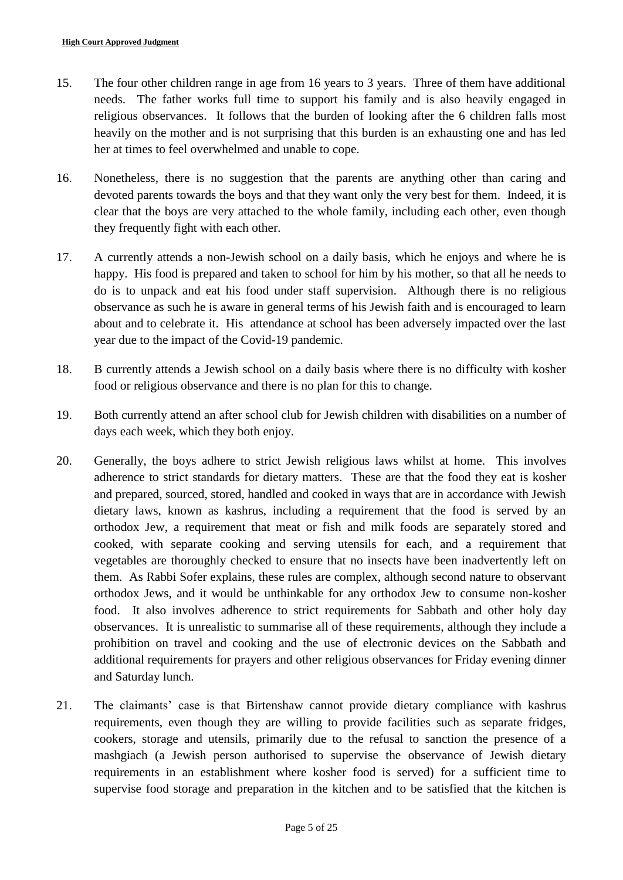15. The four other children range in age from 16 years to 3 years. Three of them have additional needs. The father works full time to support his family and is also heavily engaged in religious observances. It follows that the burden of looking after the 6 children falls most heavily on the mother and is not surprising that this burden is an exhausting one and has led her at times to feel overwhelmed and unable to cope.

16. Nonetheless, there is no suggestion that the parents are anything other than caring and devoted parents towards the boys and that they want only the very best for them. Indeed, it is clear that the boys are very attached to the whole family, including each other, even though they frequently fight with each other.

17. A currently attends a non-Jewish school on a daily basis, which he enjoys and where he is happy. His food is prepared and taken to school for him by his mother, so that all he needs to do is to unpack and eat his food under staff supervision. Although there is no religious observance as such he is aware in general terms of his Jewish faith and is encouraged to learn about and to celebrate it. His attendance at school has been adversely impacted over the last year due to the impact of the Covid-19 pandemic.

18. B currently attends a Jewish school on a daily basis where there is no difficulty with kosher food or religious observance and there is no plan for this to change.

19. Both currently attend an after school club for Jewish children with disabilities on a number of days each week, which they both enjoy.

20. Generally, the boys adhere to strict Jewish religious laws whilst at home. This involves adherence to strict standards for dietary matters. These are that the food they eat is kosher and prepared, sourced, stored, handled and cooked in ways that are in accordance with Jewish dietary laws, known as kashrus, including a requirement that the food is served by an orthodox Jew, a requirement that meat or fish and milk foods are separately stored and cooked, with separate cooking and serving utensils for each, and a requirement that vegetables are thoroughly checked to ensure that no insects have been inadvertently left on them. As Rabbi Sofer explains, these rules are complex, although second nature to observant orthodox Jews, and it would be unthinkable for any orthodox Jew to consume non-kosher food. It also involves adherence to strict requirements for Sabbath and other holy day observances. It is unrealistic to summarise all of these requirements, although they include a prohibition on travel and cooking and the use of electronic devices on the Sabbath and additional requirements for prayers and other religious observances for Friday evening dinner and Saturday lunch.

21. The claimants' case is that Birtenshaw cannot provide dietary compliance with kashrus requirements, even though they are willing to provide facilities such as separate fridges, cookers, storage and utensils, primarily due to the refusal to sanction the presence of a mashgiach (a Jewish person authorised to supervise the observance of Jewish dietary requirements in an establishment where kosher food is served) for a sufficient time to supervise food storage and preparation in the kitchen and to be satisfied that the kitchen is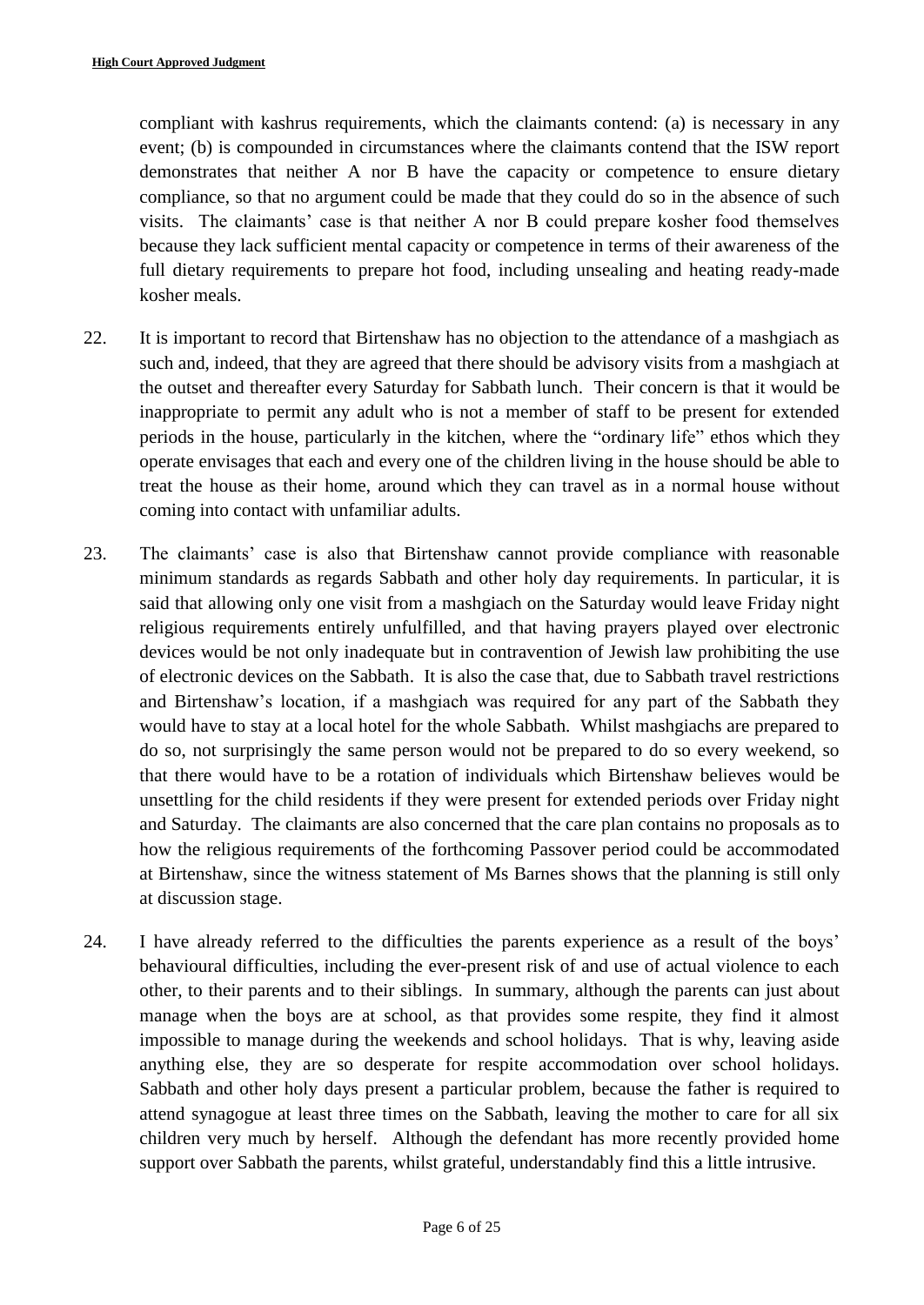compliant with kashrus requirements, which the claimants contend: (a) is necessary in any event; (b) is compounded in circumstances where the claimants contend that the ISW report demonstrates that neither A nor B have the capacity or competence to ensure dietary compliance, so that no argument could be made that they could do so in the absence of such visits. The claimants' case is that neither A nor B could prepare kosher food themselves because they lack sufficient mental capacity or competence in terms of their awareness of the full dietary requirements to prepare hot food, including unsealing and heating ready-made kosher meals.

22. It is important to record that Birtenshaw has no objection to the attendance of a mashgiach as such and, indeed, that they are agreed that there should be advisory visits from a mashgiach at the outset and thereafter every Saturday for Sabbath lunch. Their concern is that it would be inappropriate to permit any adult who is not a member of staff to be present for extended periods in the house, particularly in the kitchen, where the "ordinary life" ethos which they operate envisages that each and every one of the children living in the house should be able to treat the house as their home, around which they can travel as in a normal house without coming into contact with unfamiliar adults.

23. The claimants' case is also that Birtenshaw cannot provide compliance with reasonable minimum standards as regards Sabbath and other holy day requirements. In particular, it is said that allowing only one visit from a mashgiach on the Saturday would leave Friday night religious requirements entirely unfulfilled, and that having prayers played over electronic devices would be not only inadequate but in contravention of Jewish law prohibiting the use of electronic devices on the Sabbath. It is also the case that, due to Sabbath travel restrictions and Birtenshaw's location, if a mashgiach was required for any part of the Sabbath they would have to stay at a local hotel for the whole Sabbath. Whilst mashgiachs are prepared to do so, not surprisingly the same person would not be prepared to do so every weekend, so that there would have to be a rotation of individuals which Birtenshaw believes would be unsettling for the child residents if they were present for extended periods over Friday night and Saturday. The claimants are also concerned that the care plan contains no proposals as to how the religious requirements of the forthcoming Passover period could be accommodated at Birtenshaw, since the witness statement of Ms Barnes shows that the planning is still only at discussion stage.

24. I have already referred to the difficulties the parents experience as a result of the boys' behavioural difficulties, including the ever-present risk of and use of actual violence to each other, to their parents and to their siblings. In summary, although the parents can just about manage when the boys are at school, as that provides some respite, they find it almost impossible to manage during the weekends and school holidays. That is why, leaving aside anything else, they are so desperate for respite accommodation over school holidays. Sabbath and other holy days present a particular problem, because the father is required to attend synagogue at least three times on the Sabbath, leaving the mother to care for all six children very much by herself. Although the defendant has more recently provided home support over Sabbath the parents, whilst grateful, understandably find this a little intrusive.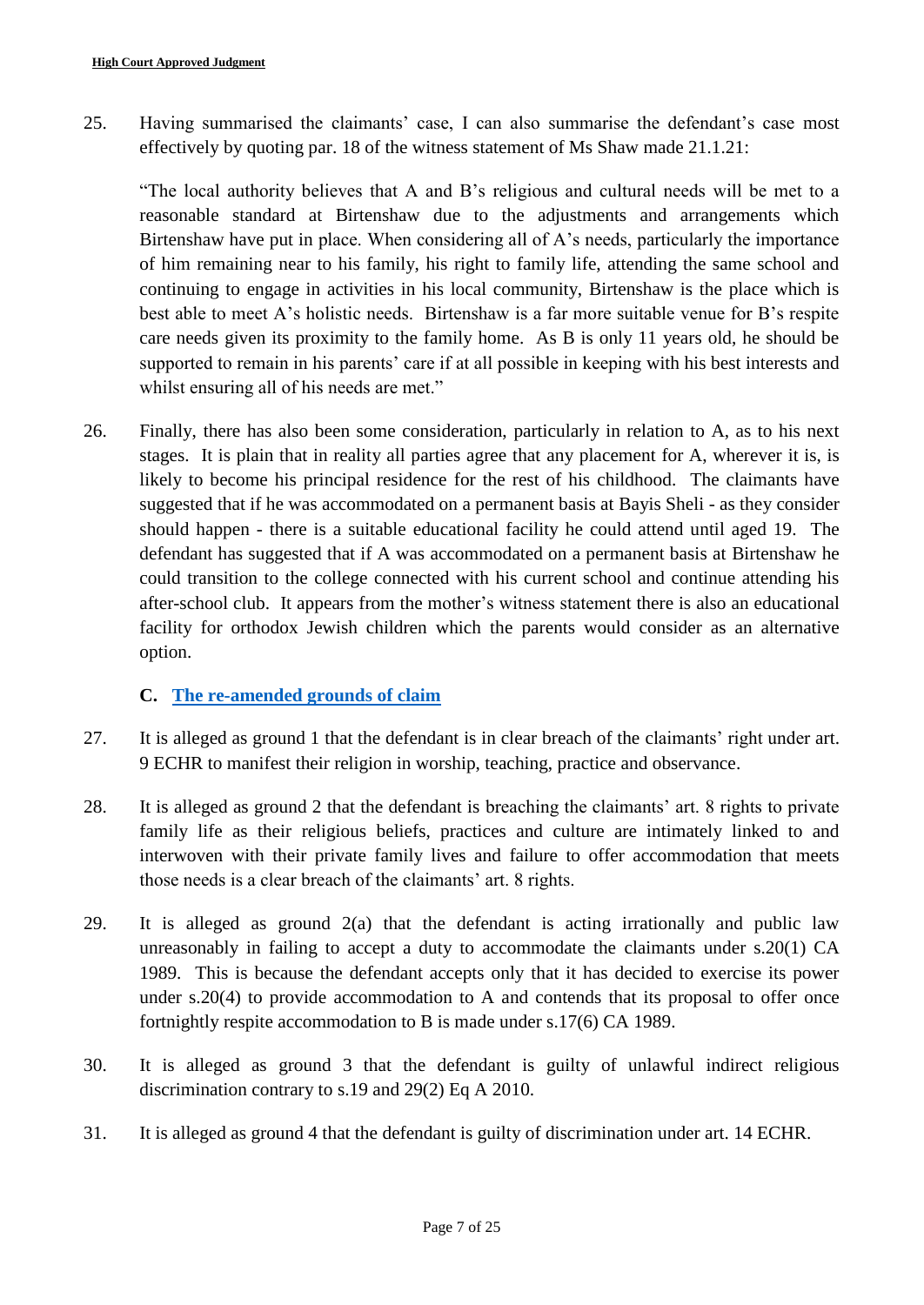25. Having summarised the claimants' case, I can also summarise the defendant's case most effectively by quoting par. 18 of the witness statement of Ms Shaw made 21.1.21:

"The local authority believes that A and B's religious and cultural needs will be met to a reasonable standard at Birtenshaw due to the adjustments and arrangements which Birtenshaw have put in place. When considering all of A's needs, particularly the importance of him remaining near to his family, his right to family life, attending the same school and continuing to engage in activities in his local community, Birtenshaw is the place which is best able to meet A's holistic needs. Birtenshaw is a far more suitable venue for B's respite care needs given its proximity to the family home. As B is only 11 years old, he should be supported to remain in his parents' care if at all possible in keeping with his best interests and whilst ensuring all of his needs are met."

26. Finally, there has also been some consideration, particularly in relation to A, as to his next stages. It is plain that in reality all parties agree that any placement for A, wherever it is, is likely to become his principal residence for the rest of his childhood. The claimants have suggested that if he was accommodated on a permanent basis at Bayis Sheli - as they consider should happen - there is a suitable educational facility he could attend until aged 19. The defendant has suggested that if A was accommodated on a permanent basis at Birtenshaw he could transition to the college connected with his current school and continue attending his after-school club. It appears from the mother's witness statement there is also an educational facility for orthodox Jewish children which the parents would consider as an alternative option.

### C. The re-amended grounds of claim

27. It is alleged as ground 1 that the defendant is in clear breach of the claimants' right under art. 9 ECHR to manifest their religion in worship, teaching, practice and observance.

28. It is alleged as ground 2 that the defendant is breaching the claimants' art. 8 rights to private family life as their religious beliefs, practices and culture are intimately linked to and interwoven with their private family lives and failure to offer accommodation that meets those needs is a clear breach of the claimants' art. 8 rights.

29. It is alleged as ground 2(a) that the defendant is acting irrationally and public law unreasonably in failing to accept a duty to accommodate the claimants under s.20(1) CA 1989. This is because the defendant accepts only that it has decided to exercise its power under s.20(4) to provide accommodation to A and contends that its proposal to offer once fortnightly respite accommodation to B is made under s.17(6) CA 1989.

30. It is alleged as ground 3 that the defendant is guilty of unlawful indirect religious discrimination contrary to s.19 and 29(2) Eq A 2010.

31. It is alleged as ground 4 that the defendant is guilty of discrimination under art. 14 ECHR.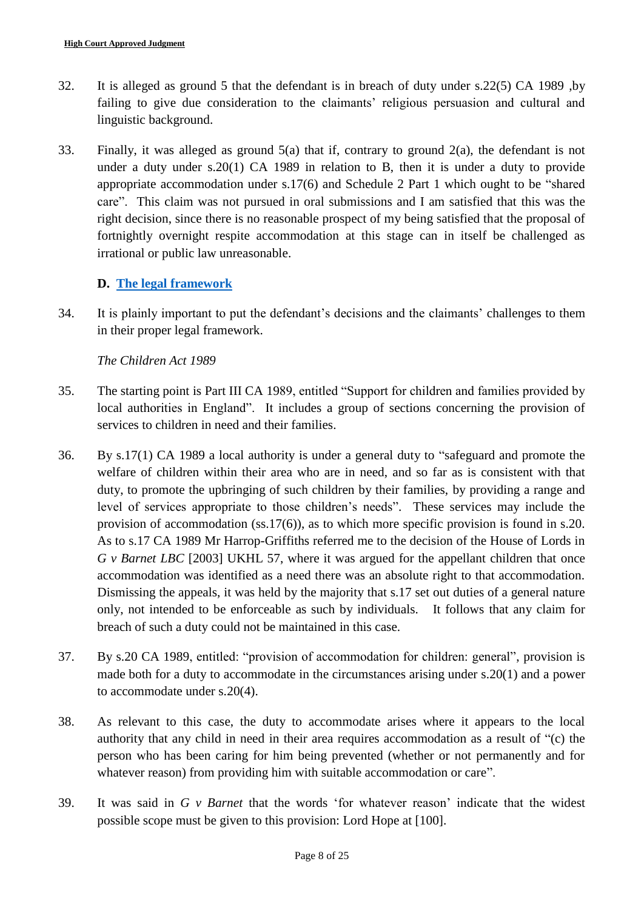32. It is alleged as ground 5 that the defendant is in breach of duty under s.22(5) CA 1989 ,by failing to give due consideration to the claimants' religious persuasion and cultural and linguistic background.

33. Finally, it was alleged as ground 5(a) that if, contrary to ground 2(a), the defendant is not under a duty under s.20(1) CA 1989 in relation to B, then it is under a duty to provide appropriate accommodation under s.17(6) and Schedule 2 Part 1 which ought to be "shared care". This claim was not pursued in oral submissions and I am satisfied that this was the right decision, since there is no reasonable prospect of my being satisfied that the proposal of fortnightly overnight respite accommodation at this stage can in itself be challenged as irrational or public law unreasonable.

### D. The legal framework

34. It is plainly important to put the defendant's decisions and the claimants' challenges to them in their proper legal framework.

*The Children Act 1989*

35. The starting point is Part III CA 1989, entitled "Support for children and families provided by local authorities in England". It includes a group of sections concerning the provision of services to children in need and their families.

36. By s.17(1) CA 1989 a local authority is under a general duty to "safeguard and promote the welfare of children within their area who are in need, and so far as is consistent with that duty, to promote the upbringing of such children by their families, by providing a range and level of services appropriate to those children's needs". These services may include the provision of accommodation (ss.17(6)), as to which more specific provision is found in s.20. As to s.17 CA 1989 Mr Harrop-Griffiths referred me to the decision of the House of Lords in *G v Barnet LBC* [2003] UKHL 57, where it was argued for the appellant children that once accommodation was identified as a need there was an absolute right to that accommodation. Dismissing the appeals, it was held by the majority that s.17 set out duties of a general nature only, not intended to be enforceable as such by individuals. It follows that any claim for breach of such a duty could not be maintained in this case.

37. By s.20 CA 1989, entitled: "provision of accommodation for children: general", provision is made both for a duty to accommodate in the circumstances arising under s.20(1) and a power to accommodate under s.20(4).

38. As relevant to this case, the duty to accommodate arises where it appears to the local authority that any child in need in their area requires accommodation as a result of "(c) the person who has been caring for him being prevented (whether or not permanently and for whatever reason) from providing him with suitable accommodation or care".

39. It was said in *G v Barnet* that the words 'for whatever reason' indicate that the widest possible scope must be given to this provision: Lord Hope at [100].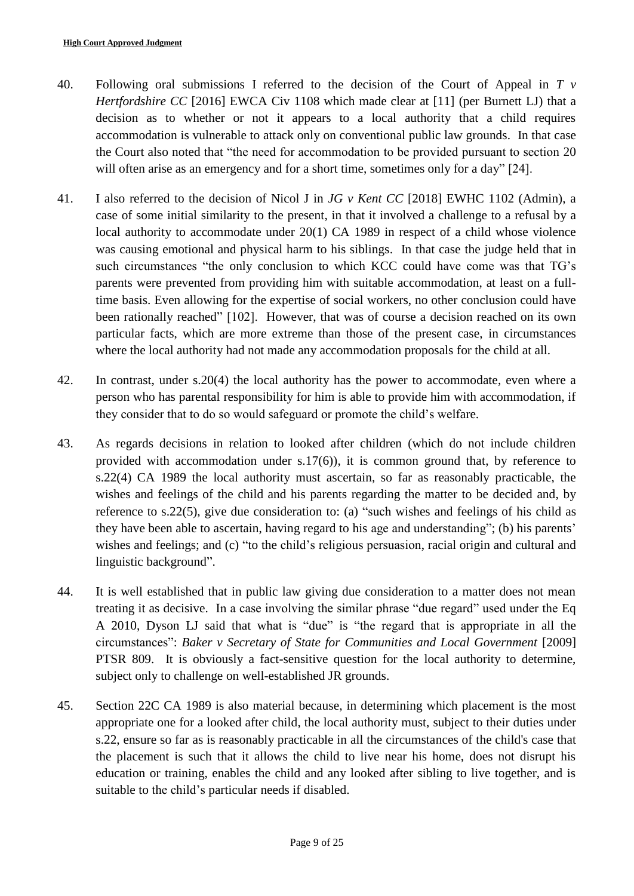40. Following oral submissions I referred to the decision of the Court of Appeal in *T v Hertfordshire CC* [2016] EWCA Civ 1108 which made clear at [11] (per Burnett LJ) that a decision as to whether or not it appears to a local authority that a child requires accommodation is vulnerable to attack only on conventional public law grounds. In that case the Court also noted that "the need for accommodation to be provided pursuant to section 20 will often arise as an emergency and for a short time, sometimes only for a day" [24].

41. I also referred to the decision of Nicol J in *JG v Kent CC* [2018] EWHC 1102 (Admin), a case of some initial similarity to the present, in that it involved a challenge to a refusal by a local authority to accommodate under 20(1) CA 1989 in respect of a child whose violence was causing emotional and physical harm to his siblings. In that case the judge held that in such circumstances "the only conclusion to which KCC could have come was that TG's parents were prevented from providing him with suitable accommodation, at least on a full-time basis. Even allowing for the expertise of social workers, no other conclusion could have been rationally reached" [102]. However, that was of course a decision reached on its own particular facts, which are more extreme than those of the present case, in circumstances where the local authority had not made any accommodation proposals for the child at all.

42. In contrast, under s.20(4) the local authority has the power to accommodate, even where a person who has parental responsibility for him is able to provide him with accommodation, if they consider that to do so would safeguard or promote the child's welfare.

43. As regards decisions in relation to looked after children (which do not include children provided with accommodation under s.17(6)), it is common ground that, by reference to s.22(4) CA 1989 the local authority must ascertain, so far as reasonably practicable, the wishes and feelings of the child and his parents regarding the matter to be decided and, by reference to s.22(5), give due consideration to: (a) "such wishes and feelings of his child as they have been able to ascertain, having regard to his age and understanding"; (b) his parents' wishes and feelings; and (c) "to the child's religious persuasion, racial origin and cultural and linguistic background".

44. It is well established that in public law giving due consideration to a matter does not mean treating it as decisive. In a case involving the similar phrase "due regard" used under the Eq A 2010, Dyson LJ said that what is "due" is "the regard that is appropriate in all the circumstances": *Baker v Secretary of State for Communities and Local Government* [2009] PTSR 809. It is obviously a fact-sensitive question for the local authority to determine, subject only to challenge on well-established JR grounds.

45. Section 22C CA 1989 is also material because, in determining which placement is the most appropriate one for a looked after child, the local authority must, subject to their duties under s.22, ensure so far as is reasonably practicable in all the circumstances of the child's case that the placement is such that it allows the child to live near his home, does not disrupt his education or training, enables the child and any looked after sibling to live together, and is suitable to the child's particular needs if disabled.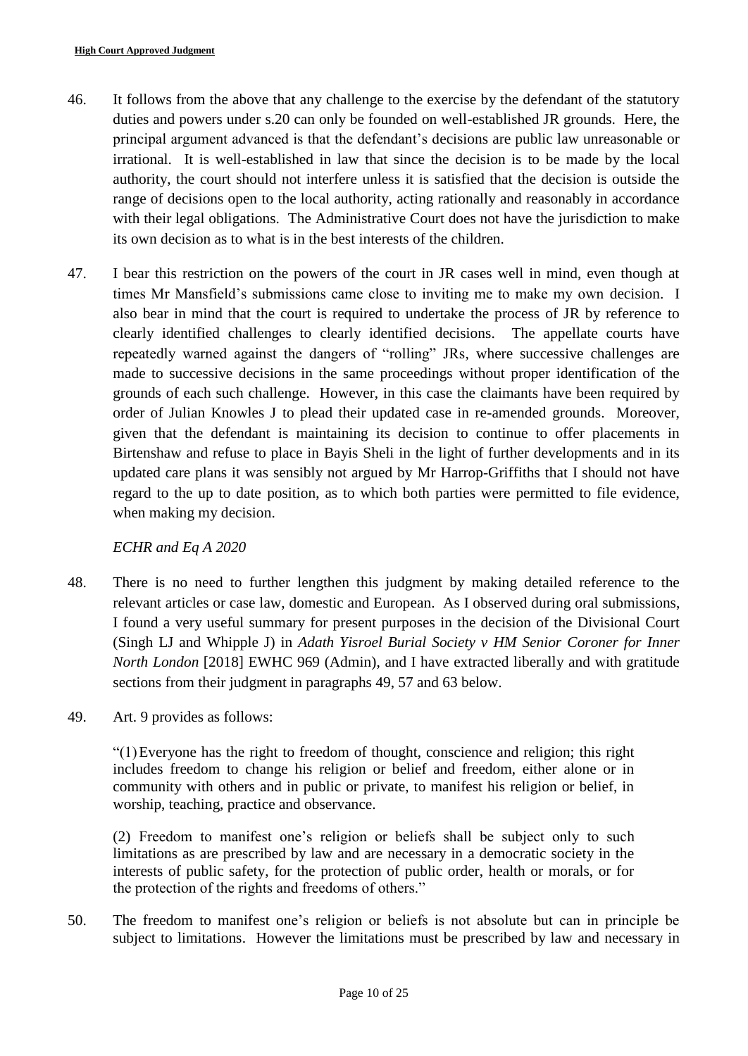46. It follows from the above that any challenge to the exercise by the defendant of the statutory duties and powers under s.20 can only be founded on well-established JR grounds. Here, the principal argument advanced is that the defendant's decisions are public law unreasonable or irrational. It is well-established in law that since the decision is to be made by the local authority, the court should not interfere unless it is satisfied that the decision is outside the range of decisions open to the local authority, acting rationally and reasonably in accordance with their legal obligations. The Administrative Court does not have the jurisdiction to make its own decision as to what is in the best interests of the children.

47. I bear this restriction on the powers of the court in JR cases well in mind, even though at times Mr Mansfield's submissions came close to inviting me to make my own decision. I also bear in mind that the court is required to undertake the process of JR by reference to clearly identified challenges to clearly identified decisions. The appellate courts have repeatedly warned against the dangers of "rolling" JRs, where successive challenges are made to successive decisions in the same proceedings without proper identification of the grounds of each such challenge. However, in this case the claimants have been required by order of Julian Knowles J to plead their updated case in re-amended grounds. Moreover, given that the defendant is maintaining its decision to continue to offer placements in Birtenshaw and refuse to place in Bayis Sheli in the light of further developments and in its updated care plans it was sensibly not argued by Mr Harrop-Griffiths that I should not have regard to the up to date position, as to which both parties were permitted to file evidence, when making my decision.

*ECHR and Eq A 2020*

48. There is no need to further lengthen this judgment by making detailed reference to the relevant articles or case law, domestic and European. As I observed during oral submissions, I found a very useful summary for present purposes in the decision of the Divisional Court (Singh LJ and Whipple J) in *Adath Yisroel Burial Society v HM Senior Coroner for Inner North London* [2018] EWHC 969 (Admin), and I have extracted liberally and with gratitude sections from their judgment in paragraphs 49, 57 and 63 below.

49. Art. 9 provides as follows:

> "(1) Everyone has the right to freedom of thought, conscience and religion; this right includes freedom to change his religion or belief and freedom, either alone or in community with others and in public or private, to manifest his religion or belief, in worship, teaching, practice and observance.
>
> (2) Freedom to manifest one's religion or beliefs shall be subject only to such limitations as are prescribed by law and are necessary in a democratic society in the interests of public safety, for the protection of public order, health or morals, or for the protection of the rights and freedoms of others."

50. The freedom to manifest one's religion or beliefs is not absolute but can in principle be subject to limitations. However the limitations must be prescribed by law and necessary in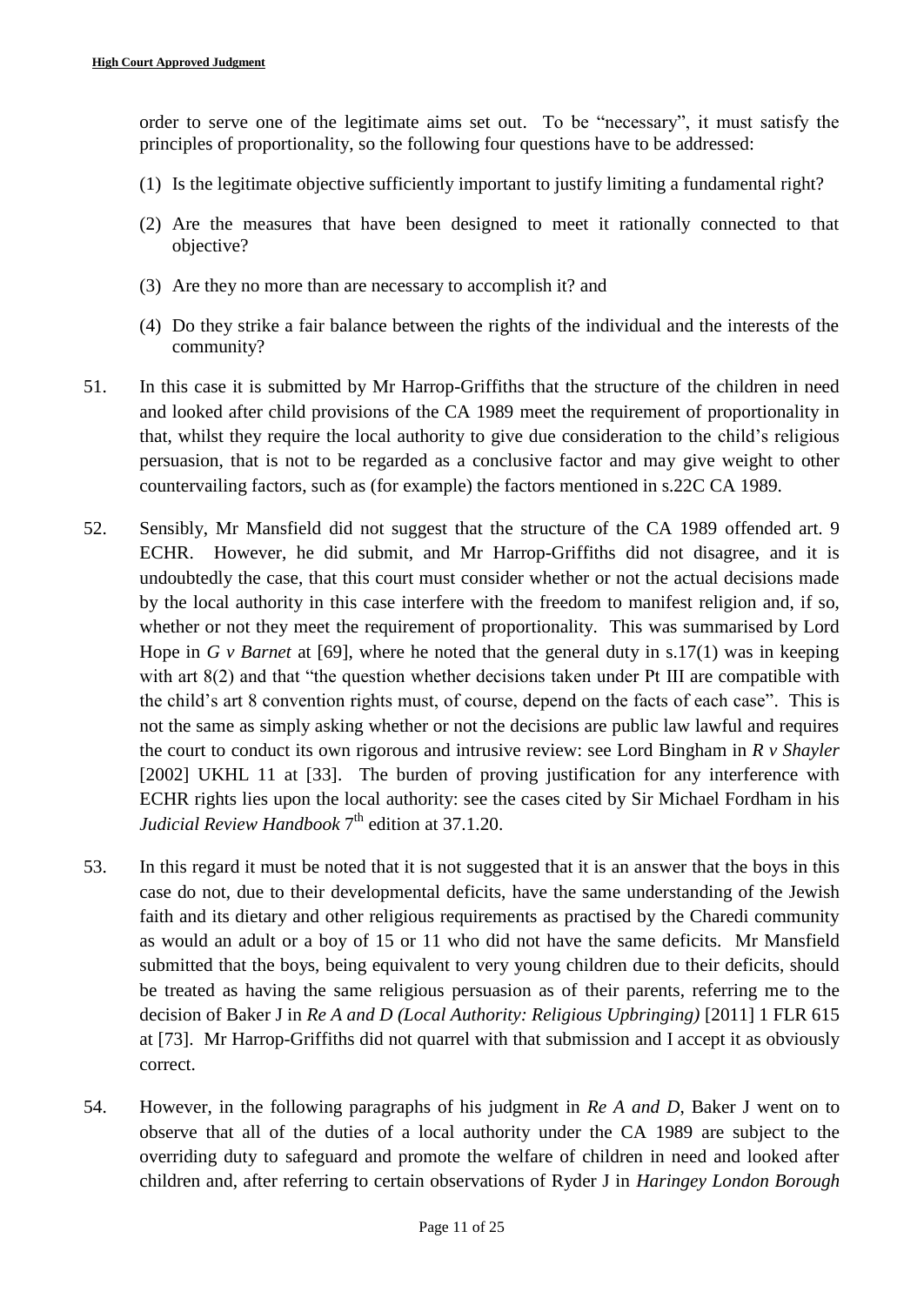order to serve one of the legitimate aims set out. To be "necessary", it must satisfy the principles of proportionality, so the following four questions have to be addressed:

(1) Is the legitimate objective sufficiently important to justify limiting a fundamental right?

(2) Are the measures that have been designed to meet it rationally connected to that objective?

(3) Are they no more than are necessary to accomplish it? and

(4) Do they strike a fair balance between the rights of the individual and the interests of the community?

51. In this case it is submitted by Mr Harrop-Griffiths that the structure of the children in need and looked after child provisions of the CA 1989 meet the requirement of proportionality in that, whilst they require the local authority to give due consideration to the child's religious persuasion, that is not to be regarded as a conclusive factor and may give weight to other countervailing factors, such as (for example) the factors mentioned in s.22C CA 1989.

52. Sensibly, Mr Mansfield did not suggest that the structure of the CA 1989 offended art. 9 ECHR. However, he did submit, and Mr Harrop-Griffiths did not disagree, and it is undoubtedly the case, that this court must consider whether or not the actual decisions made by the local authority in this case interfere with the freedom to manifest religion and, if so, whether or not they meet the requirement of proportionality. This was summarised by Lord Hope in *G v Barnet* at [69], where he noted that the general duty in s.17(1) was in keeping with art 8(2) and that "the question whether decisions taken under Pt III are compatible with the child's art 8 convention rights must, of course, depend on the facts of each case". This is not the same as simply asking whether or not the decisions are public law lawful and requires the court to conduct its own rigorous and intrusive review: see Lord Bingham in *R v Shayler* [2002] UKHL 11 at [33]. The burden of proving justification for any interference with ECHR rights lies upon the local authority: see the cases cited by Sir Michael Fordham in his *Judicial Review Handbook* 7th edition at 37.1.20.

53. In this regard it must be noted that it is not suggested that it is an answer that the boys in this case do not, due to their developmental deficits, have the same understanding of the Jewish faith and its dietary and other religious requirements as practised by the Charedi community as would an adult or a boy of 15 or 11 who did not have the same deficits. Mr Mansfield submitted that the boys, being equivalent to very young children due to their deficits, should be treated as having the same religious persuasion as of their parents, referring me to the decision of Baker J in *Re A and D (Local Authority: Religious Upbringing)* [2011] 1 FLR 615 at [73]. Mr Harrop-Griffiths did not quarrel with that submission and I accept it as obviously correct.

54. However, in the following paragraphs of his judgment in *Re A and D*, Baker J went on to observe that all of the duties of a local authority under the CA 1989 are subject to the overriding duty to safeguard and promote the welfare of children in need and looked after children and, after referring to certain observations of Ryder J in *Haringey London Borough*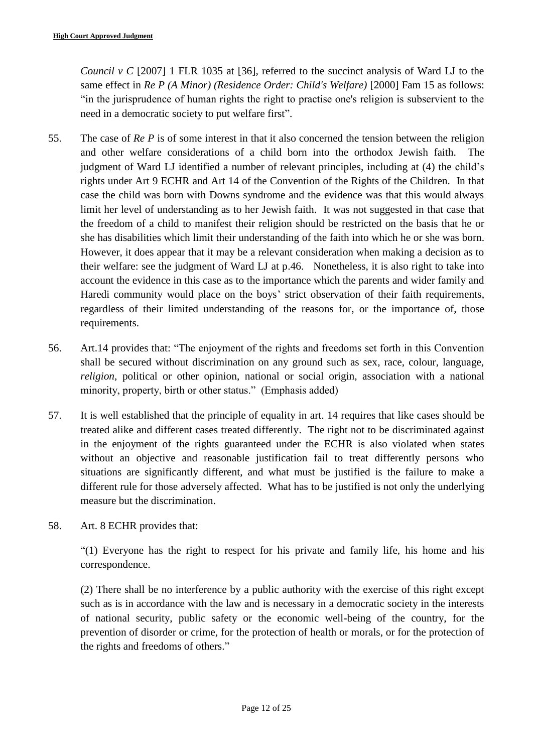*Council v C* [2007] 1 FLR 1035 at [36], referred to the succinct analysis of Ward LJ to the same effect in *Re P (A Minor) (Residence Order: Child's Welfare)* [2000] Fam 15 as follows: "in the jurisprudence of human rights the right to practise one's religion is subservient to the need in a democratic society to put welfare first".

55. The case of *Re P* is of some interest in that it also concerned the tension between the religion and other welfare considerations of a child born into the orthodox Jewish faith. The judgment of Ward LJ identified a number of relevant principles, including at (4) the child's rights under Art 9 ECHR and Art 14 of the Convention of the Rights of the Children. In that case the child was born with Downs syndrome and the evidence was that this would always limit her level of understanding as to her Jewish faith. It was not suggested in that case that the freedom of a child to manifest their religion should be restricted on the basis that he or she has disabilities which limit their understanding of the faith into which he or she was born. However, it does appear that it may be a relevant consideration when making a decision as to their welfare: see the judgment of Ward LJ at p.46. Nonetheless, it is also right to take into account the evidence in this case as to the importance which the parents and wider family and Haredi community would place on the boys' strict observation of their faith requirements, regardless of their limited understanding of the reasons for, or the importance of, those requirements.

56. Art.14 provides that: "The enjoyment of the rights and freedoms set forth in this Convention shall be secured without discrimination on any ground such as sex, race, colour, language, *religion*, political or other opinion, national or social origin, association with a national minority, property, birth or other status." (Emphasis added)

57. It is well established that the principle of equality in art. 14 requires that like cases should be treated alike and different cases treated differently. The right not to be discriminated against in the enjoyment of the rights guaranteed under the ECHR is also violated when states without an objective and reasonable justification fail to treat differently persons who situations are significantly different, and what must be justified is the failure to make a different rule for those adversely affected. What has to be justified is not only the underlying measure but the discrimination.

58. Art. 8 ECHR provides that:

"(1) Everyone has the right to respect for his private and family life, his home and his correspondence.

(2) There shall be no interference by a public authority with the exercise of this right except such as is in accordance with the law and is necessary in a democratic society in the interests of national security, public safety or the economic well-being of the country, for the prevention of disorder or crime, for the protection of health or morals, or for the protection of the rights and freedoms of others."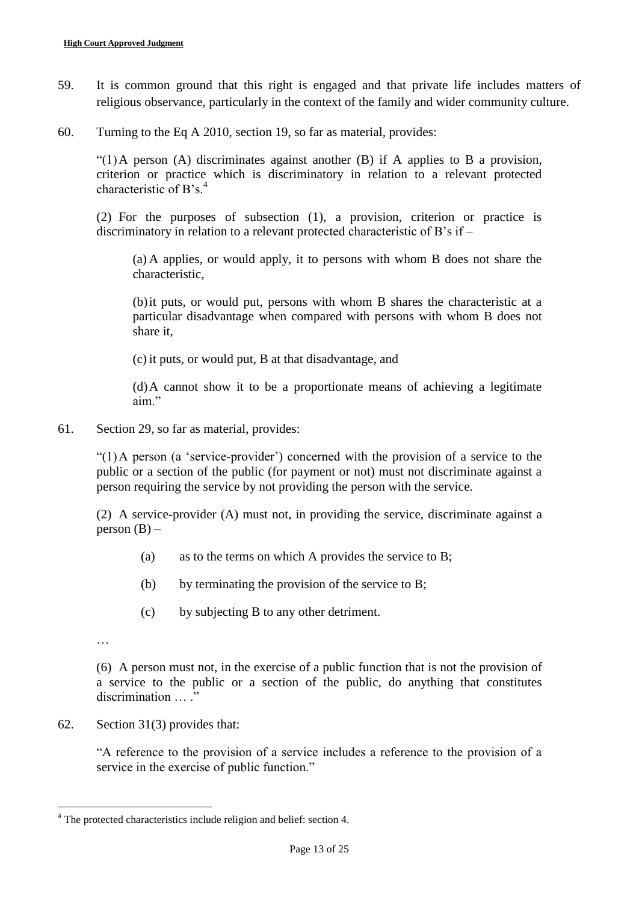59. It is common ground that this right is engaged and that private life includes matters of religious observance, particularly in the context of the family and wider community culture.

60. Turning to the Eq A 2010, section 19, so far as material, provides:

> "(1) A person (A) discriminates against another (B) if A applies to B a provision, criterion or practice which is discriminatory in relation to a relevant protected characteristic of B's.[4]
>
> (2) For the purposes of subsection (1), a provision, criterion or practice is discriminatory in relation to a relevant protected characteristic of B's if –
>
> > (a) A applies, or would apply, it to persons with whom B does not share the characteristic,
> >
> > (b) it puts, or would put, persons with whom B shares the characteristic at a particular disadvantage when compared with persons with whom B does not share it,
> >
> > (c) it puts, or would put, B at that disadvantage, and
> >
> > (d) A cannot show it to be a proportionate means of achieving a legitimate aim."

61. Section 29, so far as material, provides:

> "(1) A person (a 'service-provider') concerned with the provision of a service to the public or a section of the public (for payment or not) must not discriminate against a person requiring the service by not providing the person with the service.
>
> (2) A service-provider (A) must not, in providing the service, discriminate against a person (B) –
>
> > (a) as to the terms on which A provides the service to B;
> >
> > (b) by terminating the provision of the service to B;
> >
> > (c) by subjecting B to any other detriment.
>
> …
>
> (6) A person must not, in the exercise of a public function that is not the provision of a service to the public or a section of the public, do anything that constitutes discrimination … ."

62. Section 31(3) provides that:

> "A reference to the provision of a service includes a reference to the provision of a service in the exercise of public function."

---

[4] The protected characteristics include religion and belief: section 4.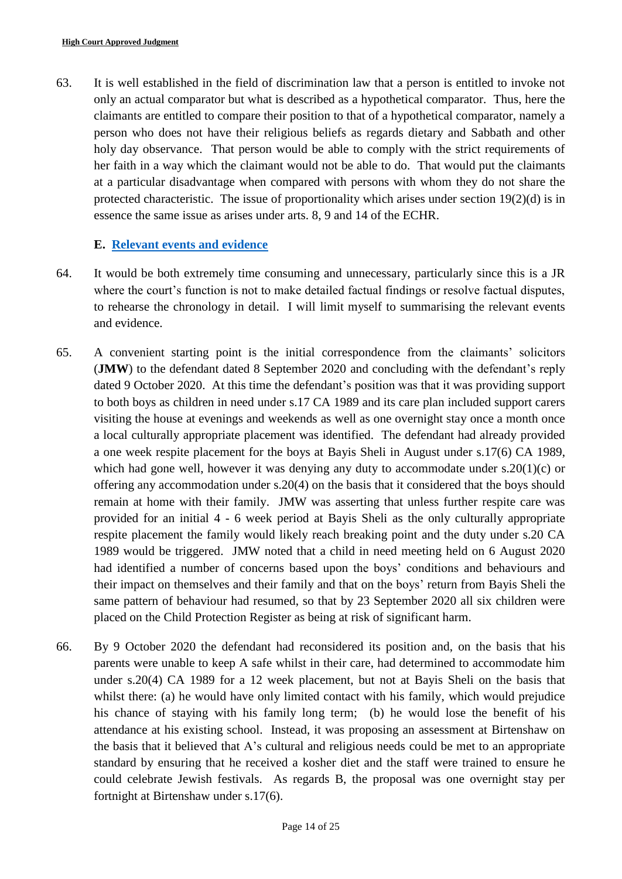63. It is well established in the field of discrimination law that a person is entitled to invoke not only an actual comparator but what is described as a hypothetical comparator. Thus, here the claimants are entitled to compare their position to that of a hypothetical comparator, namely a person who does not have their religious beliefs as regards dietary and Sabbath and other holy day observance. That person would be able to comply with the strict requirements of her faith in a way which the claimant would not be able to do. That would put the claimants at a particular disadvantage when compared with persons with whom they do not share the protected characteristic. The issue of proportionality which arises under section 19(2)(d) is in essence the same issue as arises under arts. 8, 9 and 14 of the ECHR.

## E. Relevant events and evidence

64. It would be both extremely time consuming and unnecessary, particularly since this is a JR where the court's function is not to make detailed factual findings or resolve factual disputes, to rehearse the chronology in detail. I will limit myself to summarising the relevant events and evidence.

65. A convenient starting point is the initial correspondence from the claimants' solicitors (**JMW**) to the defendant dated 8 September 2020 and concluding with the defendant's reply dated 9 October 2020. At this time the defendant's position was that it was providing support to both boys as children in need under s.17 CA 1989 and its care plan included support carers visiting the house at evenings and weekends as well as one overnight stay once a month once a local culturally appropriate placement was identified. The defendant had already provided a one week respite placement for the boys at Bayis Sheli in August under s.17(6) CA 1989, which had gone well, however it was denying any duty to accommodate under s.20(1)(c) or offering any accommodation under s.20(4) on the basis that it considered that the boys should remain at home with their family. JMW was asserting that unless further respite care was provided for an initial 4 - 6 week period at Bayis Sheli as the only culturally appropriate respite placement the family would likely reach breaking point and the duty under s.20 CA 1989 would be triggered. JMW noted that a child in need meeting held on 6 August 2020 had identified a number of concerns based upon the boys' conditions and behaviours and their impact on themselves and their family and that on the boys' return from Bayis Sheli the same pattern of behaviour had resumed, so that by 23 September 2020 all six children were placed on the Child Protection Register as being at risk of significant harm.

66. By 9 October 2020 the defendant had reconsidered its position and, on the basis that his parents were unable to keep A safe whilst in their care, had determined to accommodate him under s.20(4) CA 1989 for a 12 week placement, but not at Bayis Sheli on the basis that whilst there: (a) he would have only limited contact with his family, which would prejudice his chance of staying with his family long term; (b) he would lose the benefit of his attendance at his existing school. Instead, it was proposing an assessment at Birtenshaw on the basis that it believed that A's cultural and religious needs could be met to an appropriate standard by ensuring that he received a kosher diet and the staff were trained to ensure he could celebrate Jewish festivals. As regards B, the proposal was one overnight stay per fortnight at Birtenshaw under s.17(6).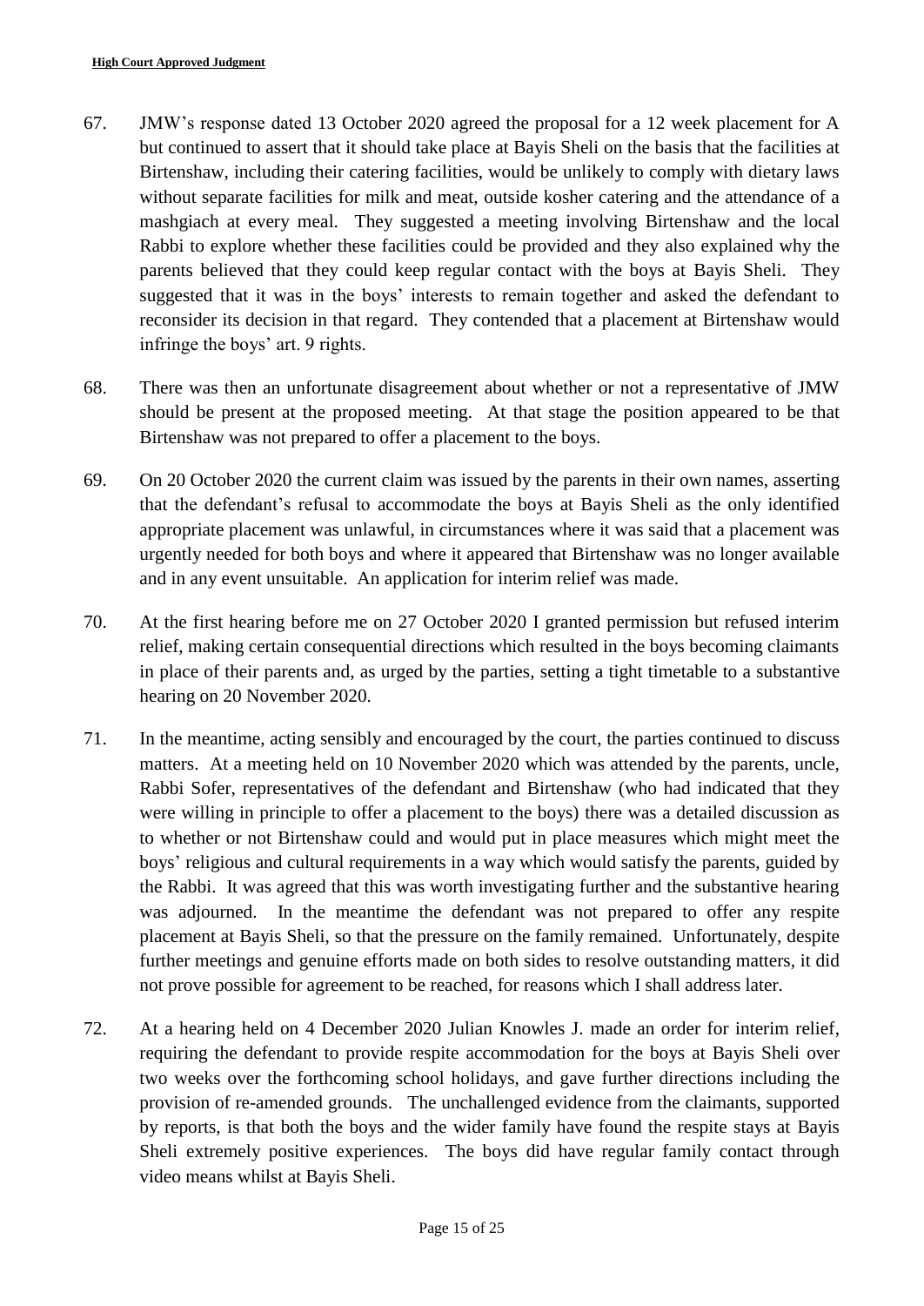67. JMW's response dated 13 October 2020 agreed the proposal for a 12 week placement for A but continued to assert that it should take place at Bayis Sheli on the basis that the facilities at Birtenshaw, including their catering facilities, would be unlikely to comply with dietary laws without separate facilities for milk and meat, outside kosher catering and the attendance of a mashgiach at every meal. They suggested a meeting involving Birtenshaw and the local Rabbi to explore whether these facilities could be provided and they also explained why the parents believed that they could keep regular contact with the boys at Bayis Sheli. They suggested that it was in the boys' interests to remain together and asked the defendant to reconsider its decision in that regard. They contended that a placement at Birtenshaw would infringe the boys' art. 9 rights.

68. There was then an unfortunate disagreement about whether or not a representative of JMW should be present at the proposed meeting. At that stage the position appeared to be that Birtenshaw was not prepared to offer a placement to the boys.

69. On 20 October 2020 the current claim was issued by the parents in their own names, asserting that the defendant's refusal to accommodate the boys at Bayis Sheli as the only identified appropriate placement was unlawful, in circumstances where it was said that a placement was urgently needed for both boys and where it appeared that Birtenshaw was no longer available and in any event unsuitable. An application for interim relief was made.

70. At the first hearing before me on 27 October 2020 I granted permission but refused interim relief, making certain consequential directions which resulted in the boys becoming claimants in place of their parents and, as urged by the parties, setting a tight timetable to a substantive hearing on 20 November 2020.

71. In the meantime, acting sensibly and encouraged by the court, the parties continued to discuss matters. At a meeting held on 10 November 2020 which was attended by the parents, uncle, Rabbi Sofer, representatives of the defendant and Birtenshaw (who had indicated that they were willing in principle to offer a placement to the boys) there was a detailed discussion as to whether or not Birtenshaw could and would put in place measures which might meet the boys' religious and cultural requirements in a way which would satisfy the parents, guided by the Rabbi. It was agreed that this was worth investigating further and the substantive hearing was adjourned. In the meantime the defendant was not prepared to offer any respite placement at Bayis Sheli, so that the pressure on the family remained. Unfortunately, despite further meetings and genuine efforts made on both sides to resolve outstanding matters, it did not prove possible for agreement to be reached, for reasons which I shall address later.

72. At a hearing held on 4 December 2020 Julian Knowles J. made an order for interim relief, requiring the defendant to provide respite accommodation for the boys at Bayis Sheli over two weeks over the forthcoming school holidays, and gave further directions including the provision of re-amended grounds. The unchallenged evidence from the claimants, supported by reports, is that both the boys and the wider family have found the respite stays at Bayis Sheli extremely positive experiences. The boys did have regular family contact through video means whilst at Bayis Sheli.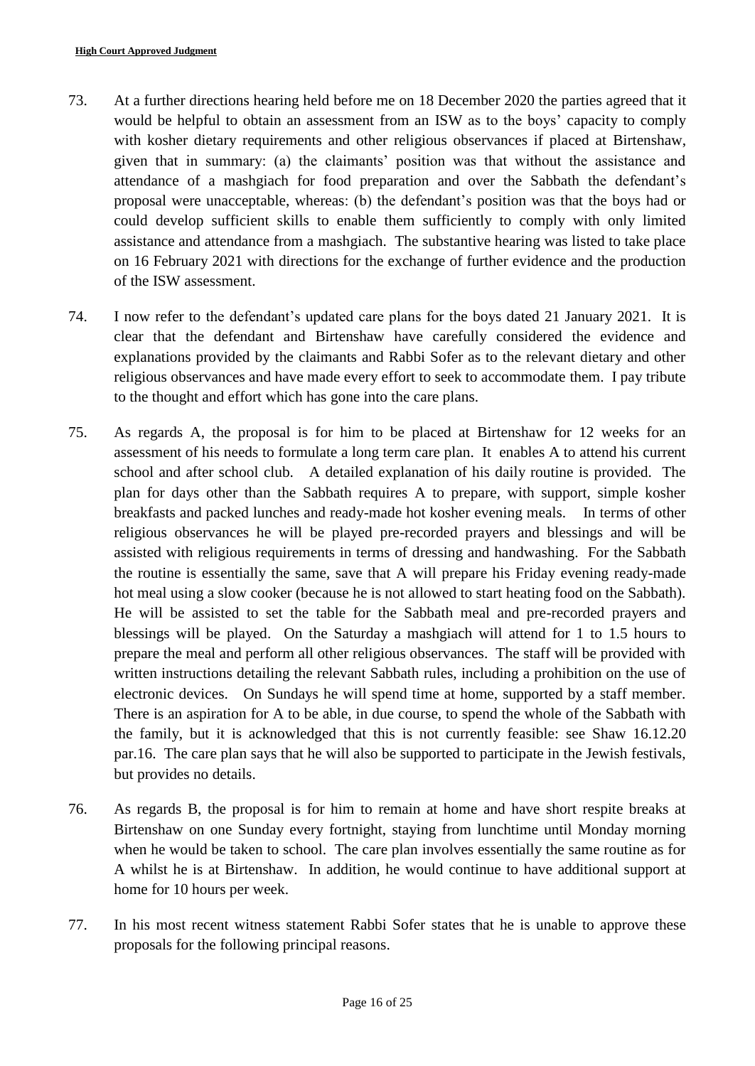73. At a further directions hearing held before me on 18 December 2020 the parties agreed that it would be helpful to obtain an assessment from an ISW as to the boys' capacity to comply with kosher dietary requirements and other religious observances if placed at Birtenshaw, given that in summary: (a) the claimants' position was that without the assistance and attendance of a mashgiach for food preparation and over the Sabbath the defendant's proposal were unacceptable, whereas: (b) the defendant's position was that the boys had or could develop sufficient skills to enable them sufficiently to comply with only limited assistance and attendance from a mashgiach. The substantive hearing was listed to take place on 16 February 2021 with directions for the exchange of further evidence and the production of the ISW assessment.

74. I now refer to the defendant's updated care plans for the boys dated 21 January 2021. It is clear that the defendant and Birtenshaw have carefully considered the evidence and explanations provided by the claimants and Rabbi Sofer as to the relevant dietary and other religious observances and have made every effort to seek to accommodate them. I pay tribute to the thought and effort which has gone into the care plans.

75. As regards A, the proposal is for him to be placed at Birtenshaw for 12 weeks for an assessment of his needs to formulate a long term care plan. It enables A to attend his current school and after school club. A detailed explanation of his daily routine is provided. The plan for days other than the Sabbath requires A to prepare, with support, simple kosher breakfasts and packed lunches and ready-made hot kosher evening meals. In terms of other religious observances he will be played pre-recorded prayers and blessings and will be assisted with religious requirements in terms of dressing and handwashing. For the Sabbath the routine is essentially the same, save that A will prepare his Friday evening ready-made hot meal using a slow cooker (because he is not allowed to start heating food on the Sabbath). He will be assisted to set the table for the Sabbath meal and pre-recorded prayers and blessings will be played. On the Saturday a mashgiach will attend for 1 to 1.5 hours to prepare the meal and perform all other religious observances. The staff will be provided with written instructions detailing the relevant Sabbath rules, including a prohibition on the use of electronic devices. On Sundays he will spend time at home, supported by a staff member. There is an aspiration for A to be able, in due course, to spend the whole of the Sabbath with the family, but it is acknowledged that this is not currently feasible: see Shaw 16.12.20 par.16. The care plan says that he will also be supported to participate in the Jewish festivals, but provides no details.

76. As regards B, the proposal is for him to remain at home and have short respite breaks at Birtenshaw on one Sunday every fortnight, staying from lunchtime until Monday morning when he would be taken to school. The care plan involves essentially the same routine as for A whilst he is at Birtenshaw. In addition, he would continue to have additional support at home for 10 hours per week.

77. In his most recent witness statement Rabbi Sofer states that he is unable to approve these proposals for the following principal reasons.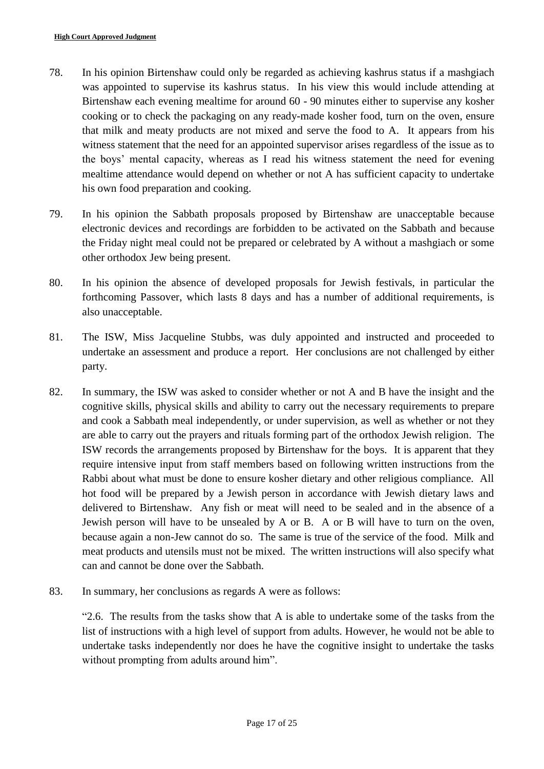78. In his opinion Birtenshaw could only be regarded as achieving kashrus status if a mashgiach was appointed to supervise its kashrus status. In his view this would include attending at Birtenshaw each evening mealtime for around 60 - 90 minutes either to supervise any kosher cooking or to check the packaging on any ready-made kosher food, turn on the oven, ensure that milk and meaty products are not mixed and serve the food to A. It appears from his witness statement that the need for an appointed supervisor arises regardless of the issue as to the boys' mental capacity, whereas as I read his witness statement the need for evening mealtime attendance would depend on whether or not A has sufficient capacity to undertake his own food preparation and cooking.

79. In his opinion the Sabbath proposals proposed by Birtenshaw are unacceptable because electronic devices and recordings are forbidden to be activated on the Sabbath and because the Friday night meal could not be prepared or celebrated by A without a mashgiach or some other orthodox Jew being present.

80. In his opinion the absence of developed proposals for Jewish festivals, in particular the forthcoming Passover, which lasts 8 days and has a number of additional requirements, is also unacceptable.

81. The ISW, Miss Jacqueline Stubbs, was duly appointed and instructed and proceeded to undertake an assessment and produce a report. Her conclusions are not challenged by either party.

82. In summary, the ISW was asked to consider whether or not A and B have the insight and the cognitive skills, physical skills and ability to carry out the necessary requirements to prepare and cook a Sabbath meal independently, or under supervision, as well as whether or not they are able to carry out the prayers and rituals forming part of the orthodox Jewish religion. The ISW records the arrangements proposed by Birtenshaw for the boys. It is apparent that they require intensive input from staff members based on following written instructions from the Rabbi about what must be done to ensure kosher dietary and other religious compliance. All hot food will be prepared by a Jewish person in accordance with Jewish dietary laws and delivered to Birtenshaw. Any fish or meat will need to be sealed and in the absence of a Jewish person will have to be unsealed by A or B. A or B will have to turn on the oven, because again a non-Jew cannot do so. The same is true of the service of the food. Milk and meat products and utensils must not be mixed. The written instructions will also specify what can and cannot be done over the Sabbath.

83. In summary, her conclusions as regards A were as follows:

> "2.6. The results from the tasks show that A is able to undertake some of the tasks from the list of instructions with a high level of support from adults. However, he would not be able to undertake tasks independently nor does he have the cognitive insight to undertake the tasks without prompting from adults around him".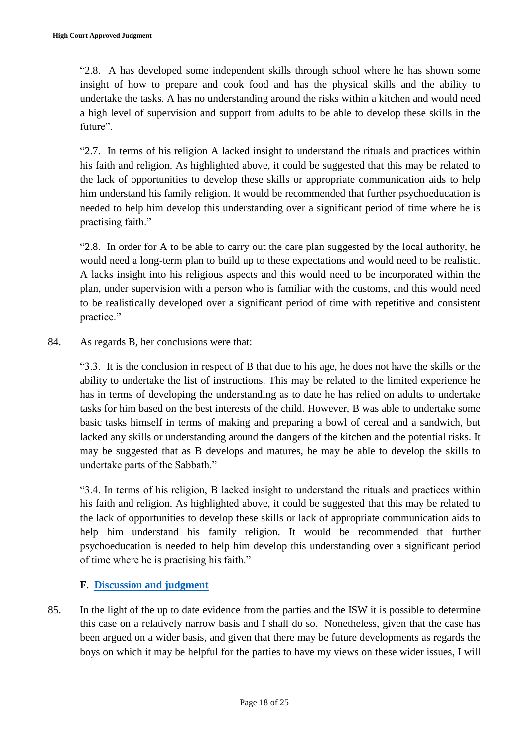"2.8. A has developed some independent skills through school where he has shown some insight of how to prepare and cook food and has the physical skills and the ability to undertake the tasks. A has no understanding around the risks within a kitchen and would need a high level of supervision and support from adults to be able to develop these skills in the future".

"2.7. In terms of his religion A lacked insight to understand the rituals and practices within his faith and religion. As highlighted above, it could be suggested that this may be related to the lack of opportunities to develop these skills or appropriate communication aids to help him understand his family religion. It would be recommended that further psychoeducation is needed to help him develop this understanding over a significant period of time where he is practising faith."

"2.8. In order for A to be able to carry out the care plan suggested by the local authority, he would need a long-term plan to build up to these expectations and would need to be realistic. A lacks insight into his religious aspects and this would need to be incorporated within the plan, under supervision with a person who is familiar with the customs, and this would need to be realistically developed over a significant period of time with repetitive and consistent practice."

84. As regards B, her conclusions were that:

"3.3. It is the conclusion in respect of B that due to his age, he does not have the skills or the ability to undertake the list of instructions. This may be related to the limited experience he has in terms of developing the understanding as to date he has relied on adults to undertake tasks for him based on the best interests of the child. However, B was able to undertake some basic tasks himself in terms of making and preparing a bowl of cereal and a sandwich, but lacked any skills or understanding around the dangers of the kitchen and the potential risks. It may be suggested that as B develops and matures, he may be able to develop the skills to undertake parts of the Sabbath."

"3.4. In terms of his religion, B lacked insight to understand the rituals and practices within his faith and religion. As highlighted above, it could be suggested that this may be related to the lack of opportunities to develop these skills or lack of appropriate communication aids to help him understand his family religion. It would be recommended that further psychoeducation is needed to help him develop this understanding over a significant period of time where he is practising his faith."

## F. Discussion and judgment

85. In the light of the up to date evidence from the parties and the ISW it is possible to determine this case on a relatively narrow basis and I shall do so. Nonetheless, given that the case has been argued on a wider basis, and given that there may be future developments as regards the boys on which it may be helpful for the parties to have my views on these wider issues, I will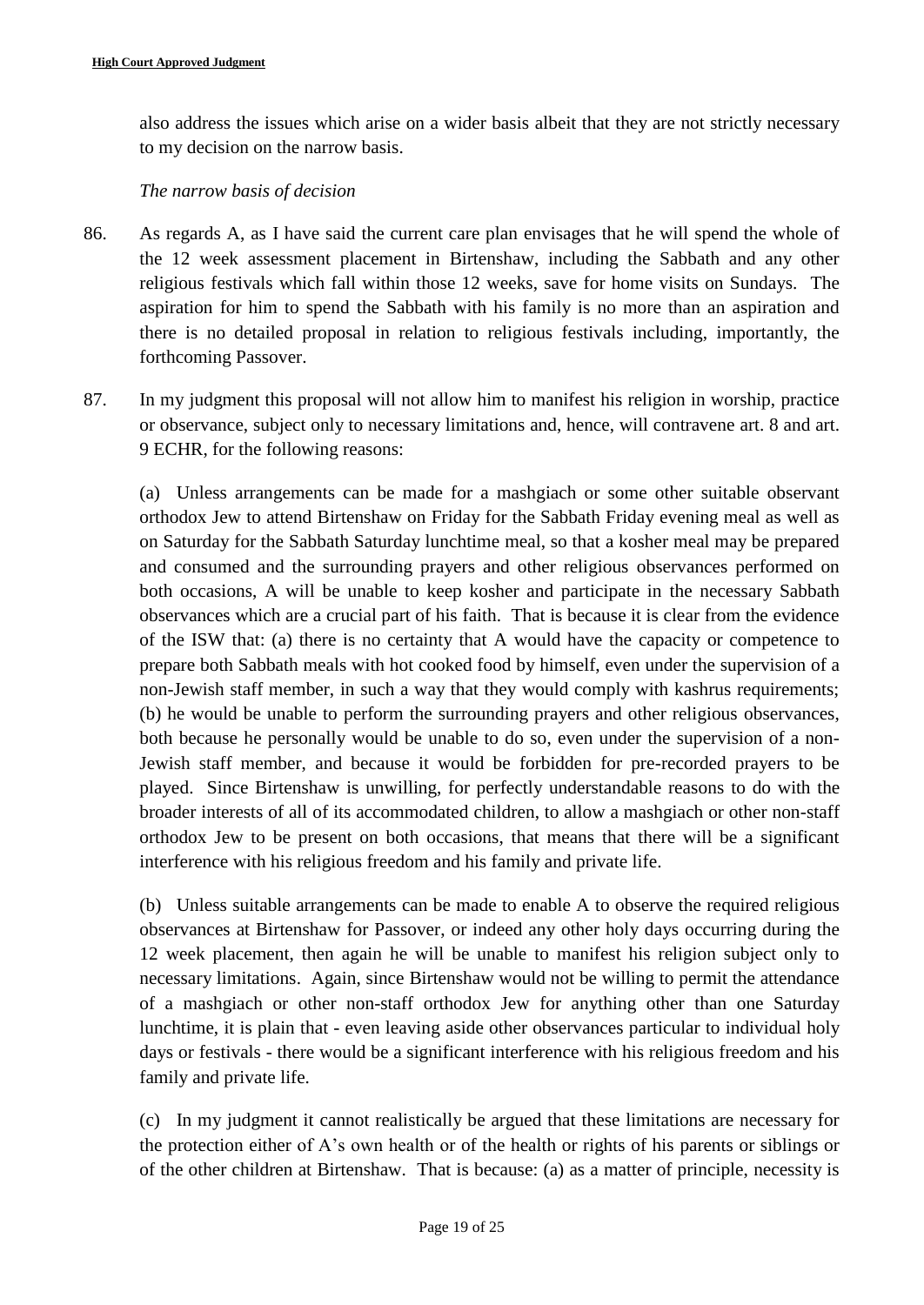also address the issues which arise on a wider basis albeit that they are not strictly necessary to my decision on the narrow basis.

*The narrow basis of decision*

86. As regards A, as I have said the current care plan envisages that he will spend the whole of the 12 week assessment placement in Birtenshaw, including the Sabbath and any other religious festivals which fall within those 12 weeks, save for home visits on Sundays. The aspiration for him to spend the Sabbath with his family is no more than an aspiration and there is no detailed proposal in relation to religious festivals including, importantly, the forthcoming Passover.

87. In my judgment this proposal will not allow him to manifest his religion in worship, practice or observance, subject only to necessary limitations and, hence, will contravene art. 8 and art. 9 ECHR, for the following reasons:

    (a) Unless arrangements can be made for a mashgiach or some other suitable observant orthodox Jew to attend Birtenshaw on Friday for the Sabbath Friday evening meal as well as on Saturday for the Sabbath Saturday lunchtime meal, so that a kosher meal may be prepared and consumed and the surrounding prayers and other religious observances performed on both occasions, A will be unable to keep kosher and participate in the necessary Sabbath observances which are a crucial part of his faith. That is because it is clear from the evidence of the ISW that: (a) there is no certainty that A would have the capacity or competence to prepare both Sabbath meals with hot cooked food by himself, even under the supervision of a non-Jewish staff member, in such a way that they would comply with kashrus requirements; (b) he would be unable to perform the surrounding prayers and other religious observances, both because he personally would be unable to do so, even under the supervision of a non-Jewish staff member, and because it would be forbidden for pre-recorded prayers to be played. Since Birtenshaw is unwilling, for perfectly understandable reasons to do with the broader interests of all of its accommodated children, to allow a mashgiach or other non-staff orthodox Jew to be present on both occasions, that means that there will be a significant interference with his religious freedom and his family and private life.

    (b) Unless suitable arrangements can be made to enable A to observe the required religious observances at Birtenshaw for Passover, or indeed any other holy days occurring during the 12 week placement, then again he will be unable to manifest his religion subject only to necessary limitations. Again, since Birtenshaw would not be willing to permit the attendance of a mashgiach or other non-staff orthodox Jew for anything other than one Saturday lunchtime, it is plain that - even leaving aside other observances particular to individual holy days or festivals - there would be a significant interference with his religious freedom and his family and private life.

    (c) In my judgment it cannot realistically be argued that these limitations are necessary for the protection either of A's own health or of the health or rights of his parents or siblings or of the other children at Birtenshaw. That is because: (a) as a matter of principle, necessity is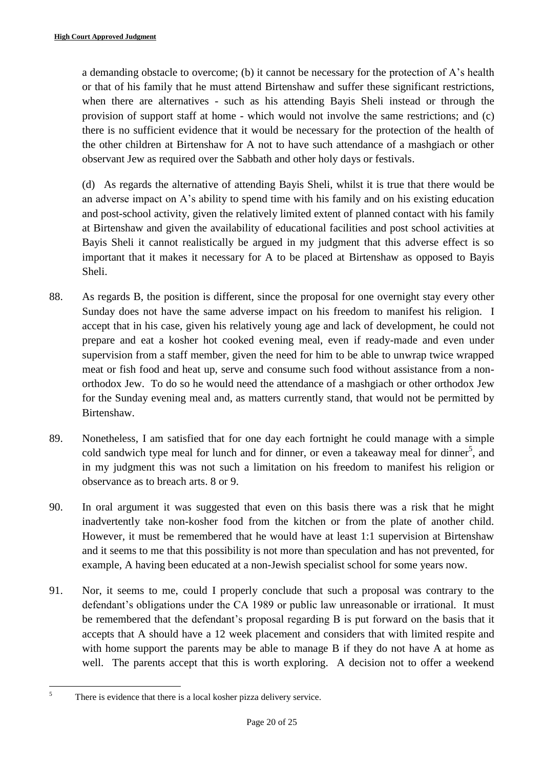a demanding obstacle to overcome; (b) it cannot be necessary for the protection of A's health or that of his family that he must attend Birtenshaw and suffer these significant restrictions, when there are alternatives - such as his attending Bayis Sheli instead or through the provision of support staff at home - which would not involve the same restrictions; and (c) there is no sufficient evidence that it would be necessary for the protection of the health of the other children at Birtenshaw for A not to have such attendance of a mashgiach or other observant Jew as required over the Sabbath and other holy days or festivals.

(d) As regards the alternative of attending Bayis Sheli, whilst it is true that there would be an adverse impact on A's ability to spend time with his family and on his existing education and post-school activity, given the relatively limited extent of planned contact with his family at Birtenshaw and given the availability of educational facilities and post school activities at Bayis Sheli it cannot realistically be argued in my judgment that this adverse effect is so important that it makes it necessary for A to be placed at Birtenshaw as opposed to Bayis Sheli.

88. As regards B, the position is different, since the proposal for one overnight stay every other Sunday does not have the same adverse impact on his freedom to manifest his religion. I accept that in his case, given his relatively young age and lack of development, he could not prepare and eat a kosher hot cooked evening meal, even if ready-made and even under supervision from a staff member, given the need for him to be able to unwrap twice wrapped meat or fish food and heat up, serve and consume such food without assistance from a non-orthodox Jew. To do so he would need the attendance of a mashgiach or other orthodox Jew for the Sunday evening meal and, as matters currently stand, that would not be permitted by Birtenshaw.

89. Nonetheless, I am satisfied that for one day each fortnight he could manage with a simple cold sandwich type meal for lunch and for dinner, or even a takeaway meal for dinner[5], and in my judgment this was not such a limitation on his freedom to manifest his religion or observance as to breach arts. 8 or 9.

90. In oral argument it was suggested that even on this basis there was a risk that he might inadvertently take non-kosher food from the kitchen or from the plate of another child. However, it must be remembered that he would have at least 1:1 supervision at Birtenshaw and it seems to me that this possibility is not more than speculation and has not prevented, for example, A having been educated at a non-Jewish specialist school for some years now.

91. Nor, it seems to me, could I properly conclude that such a proposal was contrary to the defendant's obligations under the CA 1989 or public law unreasonable or irrational. It must be remembered that the defendant's proposal regarding B is put forward on the basis that it accepts that A should have a 12 week placement and considers that with limited respite and with home support the parents may be able to manage B if they do not have A at home as well. The parents accept that this is worth exploring. A decision not to offer a weekend

---

[5] There is evidence that there is a local kosher pizza delivery service.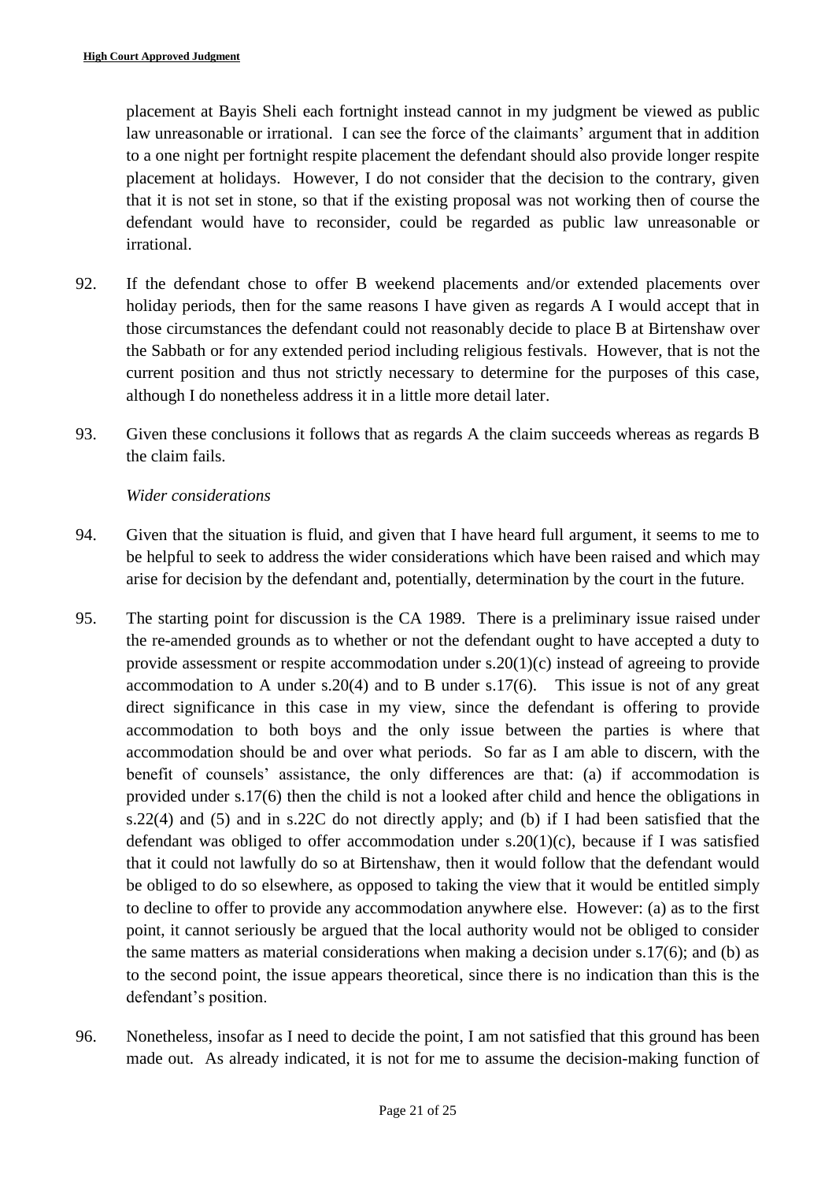placement at Bayis Sheli each fortnight instead cannot in my judgment be viewed as public law unreasonable or irrational. I can see the force of the claimants' argument that in addition to a one night per fortnight respite placement the defendant should also provide longer respite placement at holidays. However, I do not consider that the decision to the contrary, given that it is not set in stone, so that if the existing proposal was not working then of course the defendant would have to reconsider, could be regarded as public law unreasonable or irrational.

92. If the defendant chose to offer B weekend placements and/or extended placements over holiday periods, then for the same reasons I have given as regards A I would accept that in those circumstances the defendant could not reasonably decide to place B at Birtenshaw over the Sabbath or for any extended period including religious festivals. However, that is not the current position and thus not strictly necessary to determine for the purposes of this case, although I do nonetheless address it in a little more detail later.

93. Given these conclusions it follows that as regards A the claim succeeds whereas as regards B the claim fails.

*Wider considerations*

94. Given that the situation is fluid, and given that I have heard full argument, it seems to me to be helpful to seek to address the wider considerations which have been raised and which may arise for decision by the defendant and, potentially, determination by the court in the future.

95. The starting point for discussion is the CA 1989. There is a preliminary issue raised under the re-amended grounds as to whether or not the defendant ought to have accepted a duty to provide assessment or respite accommodation under s.20(1)(c) instead of agreeing to provide accommodation to A under s.20(4) and to B under s.17(6). This issue is not of any great direct significance in this case in my view, since the defendant is offering to provide accommodation to both boys and the only issue between the parties is where that accommodation should be and over what periods. So far as I am able to discern, with the benefit of counsels' assistance, the only differences are that: (a) if accommodation is provided under s.17(6) then the child is not a looked after child and hence the obligations in s.22(4) and (5) and in s.22C do not directly apply; and (b) if I had been satisfied that the defendant was obliged to offer accommodation under s.20(1)(c), because if I was satisfied that it could not lawfully do so at Birtenshaw, then it would follow that the defendant would be obliged to do so elsewhere, as opposed to taking the view that it would be entitled simply to decline to offer to provide any accommodation anywhere else. However: (a) as to the first point, it cannot seriously be argued that the local authority would not be obliged to consider the same matters as material considerations when making a decision under s.17(6); and (b) as to the second point, the issue appears theoretical, since there is no indication than this is the defendant's position.

96. Nonetheless, insofar as I need to decide the point, I am not satisfied that this ground has been made out. As already indicated, it is not for me to assume the decision-making function of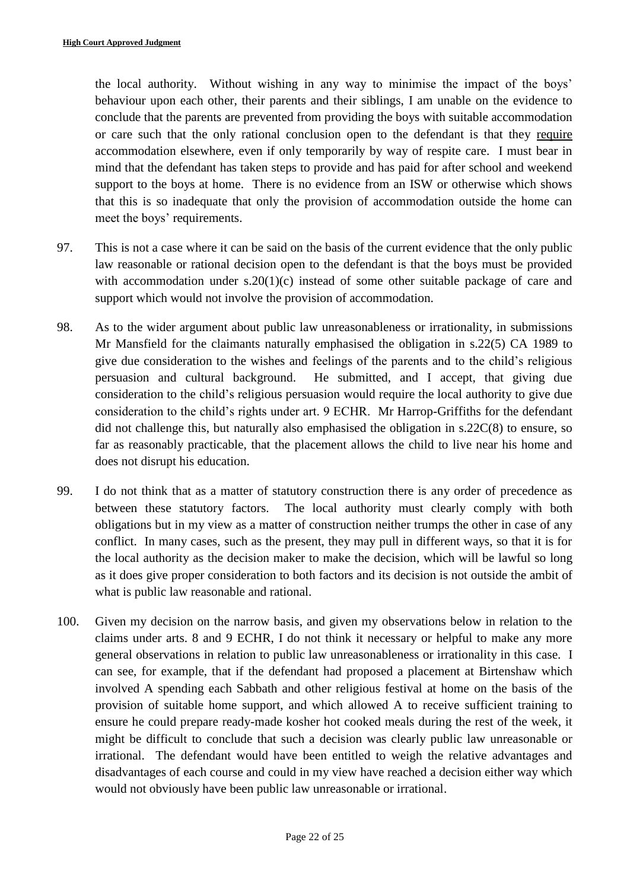the local authority. Without wishing in any way to minimise the impact of the boys' behaviour upon each other, their parents and their siblings, I am unable on the evidence to conclude that the parents are prevented from providing the boys with suitable accommodation or care such that the only rational conclusion open to the defendant is that they <u>require</u> accommodation elsewhere, even if only temporarily by way of respite care. I must bear in mind that the defendant has taken steps to provide and has paid for after school and weekend support to the boys at home. There is no evidence from an ISW or otherwise which shows that this is so inadequate that only the provision of accommodation outside the home can meet the boys' requirements.

97. This is not a case where it can be said on the basis of the current evidence that the only public law reasonable or rational decision open to the defendant is that the boys must be provided with accommodation under s.20(1)(c) instead of some other suitable package of care and support which would not involve the provision of accommodation.

98. As to the wider argument about public law unreasonableness or irrationality, in submissions Mr Mansfield for the claimants naturally emphasised the obligation in s.22(5) CA 1989 to give due consideration to the wishes and feelings of the parents and to the child's religious persuasion and cultural background. He submitted, and I accept, that giving due consideration to the child's religious persuasion would require the local authority to give due consideration to the child's rights under art. 9 ECHR. Mr Harrop-Griffiths for the defendant did not challenge this, but naturally also emphasised the obligation in s.22C(8) to ensure, so far as reasonably practicable, that the placement allows the child to live near his home and does not disrupt his education.

99. I do not think that as a matter of statutory construction there is any order of precedence as between these statutory factors. The local authority must clearly comply with both obligations but in my view as a matter of construction neither trumps the other in case of any conflict. In many cases, such as the present, they may pull in different ways, so that it is for the local authority as the decision maker to make the decision, which will be lawful so long as it does give proper consideration to both factors and its decision is not outside the ambit of what is public law reasonable and rational.

100. Given my decision on the narrow basis, and given my observations below in relation to the claims under arts. 8 and 9 ECHR, I do not think it necessary or helpful to make any more general observations in relation to public law unreasonableness or irrationality in this case. I can see, for example, that if the defendant had proposed a placement at Birtenshaw which involved A spending each Sabbath and other religious festival at home on the basis of the provision of suitable home support, and which allowed A to receive sufficient training to ensure he could prepare ready-made kosher hot cooked meals during the rest of the week, it might be difficult to conclude that such a decision was clearly public law unreasonable or irrational. The defendant would have been entitled to weigh the relative advantages and disadvantages of each course and could in my view have reached a decision either way which would not obviously have been public law unreasonable or irrational.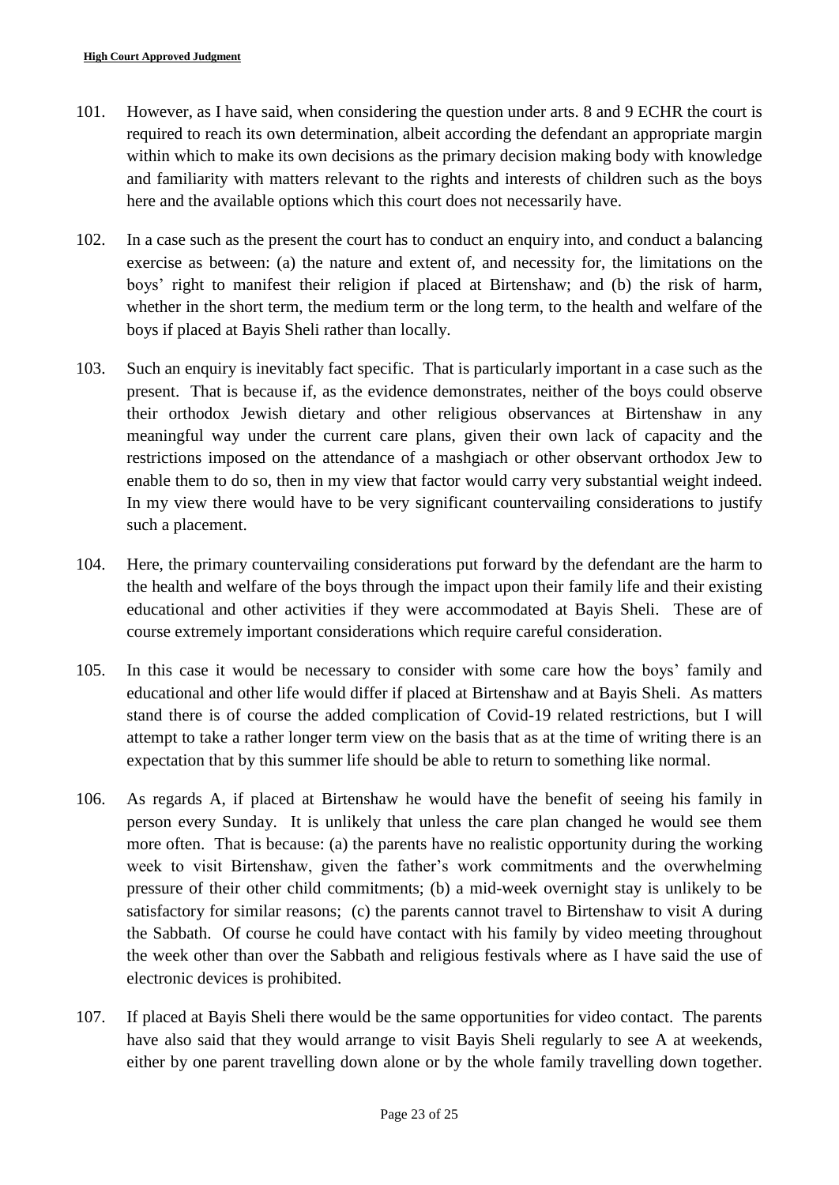101. However, as I have said, when considering the question under arts. 8 and 9 ECHR the court is required to reach its own determination, albeit according the defendant an appropriate margin within which to make its own decisions as the primary decision making body with knowledge and familiarity with matters relevant to the rights and interests of children such as the boys here and the available options which this court does not necessarily have.

102. In a case such as the present the court has to conduct an enquiry into, and conduct a balancing exercise as between: (a) the nature and extent of, and necessity for, the limitations on the boys' right to manifest their religion if placed at Birtenshaw; and (b) the risk of harm, whether in the short term, the medium term or the long term, to the health and welfare of the boys if placed at Bayis Sheli rather than locally.

103. Such an enquiry is inevitably fact specific. That is particularly important in a case such as the present. That is because if, as the evidence demonstrates, neither of the boys could observe their orthodox Jewish dietary and other religious observances at Birtenshaw in any meaningful way under the current care plans, given their own lack of capacity and the restrictions imposed on the attendance of a mashgiach or other observant orthodox Jew to enable them to do so, then in my view that factor would carry very substantial weight indeed. In my view there would have to be very significant countervailing considerations to justify such a placement.

104. Here, the primary countervailing considerations put forward by the defendant are the harm to the health and welfare of the boys through the impact upon their family life and their existing educational and other activities if they were accommodated at Bayis Sheli. These are of course extremely important considerations which require careful consideration.

105. In this case it would be necessary to consider with some care how the boys' family and educational and other life would differ if placed at Birtenshaw and at Bayis Sheli. As matters stand there is of course the added complication of Covid-19 related restrictions, but I will attempt to take a rather longer term view on the basis that as at the time of writing there is an expectation that by this summer life should be able to return to something like normal.

106. As regards A, if placed at Birtenshaw he would have the benefit of seeing his family in person every Sunday. It is unlikely that unless the care plan changed he would see them more often. That is because: (a) the parents have no realistic opportunity during the working week to visit Birtenshaw, given the father's work commitments and the overwhelming pressure of their other child commitments; (b) a mid-week overnight stay is unlikely to be satisfactory for similar reasons; (c) the parents cannot travel to Birtenshaw to visit A during the Sabbath. Of course he could have contact with his family by video meeting throughout the week other than over the Sabbath and religious festivals where as I have said the use of electronic devices is prohibited.

107. If placed at Bayis Sheli there would be the same opportunities for video contact. The parents have also said that they would arrange to visit Bayis Sheli regularly to see A at weekends, either by one parent travelling down alone or by the whole family travelling down together.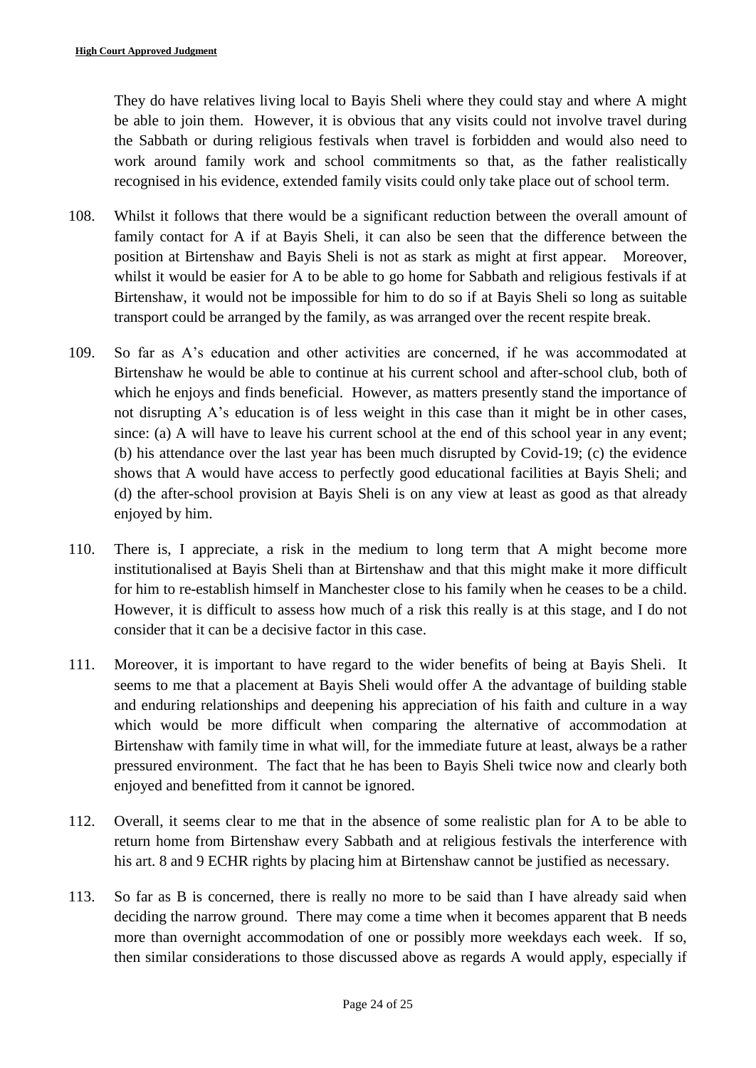They do have relatives living local to Bayis Sheli where they could stay and where A might be able to join them. However, it is obvious that any visits could not involve travel during the Sabbath or during religious festivals when travel is forbidden and would also need to work around family work and school commitments so that, as the father realistically recognised in his evidence, extended family visits could only take place out of school term.

108. Whilst it follows that there would be a significant reduction between the overall amount of family contact for A if at Bayis Sheli, it can also be seen that the difference between the position at Birtenshaw and Bayis Sheli is not as stark as might at first appear. Moreover, whilst it would be easier for A to be able to go home for Sabbath and religious festivals if at Birtenshaw, it would not be impossible for him to do so if at Bayis Sheli so long as suitable transport could be arranged by the family, as was arranged over the recent respite break.

109. So far as A's education and other activities are concerned, if he was accommodated at Birtenshaw he would be able to continue at his current school and after-school club, both of which he enjoys and finds beneficial. However, as matters presently stand the importance of not disrupting A's education is of less weight in this case than it might be in other cases, since: (a) A will have to leave his current school at the end of this school year in any event; (b) his attendance over the last year has been much disrupted by Covid-19; (c) the evidence shows that A would have access to perfectly good educational facilities at Bayis Sheli; and (d) the after-school provision at Bayis Sheli is on any view at least as good as that already enjoyed by him.

110. There is, I appreciate, a risk in the medium to long term that A might become more institutionalised at Bayis Sheli than at Birtenshaw and that this might make it more difficult for him to re-establish himself in Manchester close to his family when he ceases to be a child. However, it is difficult to assess how much of a risk this really is at this stage, and I do not consider that it can be a decisive factor in this case.

111. Moreover, it is important to have regard to the wider benefits of being at Bayis Sheli. It seems to me that a placement at Bayis Sheli would offer A the advantage of building stable and enduring relationships and deepening his appreciation of his faith and culture in a way which would be more difficult when comparing the alternative of accommodation at Birtenshaw with family time in what will, for the immediate future at least, always be a rather pressured environment. The fact that he has been to Bayis Sheli twice now and clearly both enjoyed and benefitted from it cannot be ignored.

112. Overall, it seems clear to me that in the absence of some realistic plan for A to be able to return home from Birtenshaw every Sabbath and at religious festivals the interference with his art. 8 and 9 ECHR rights by placing him at Birtenshaw cannot be justified as necessary.

113. So far as B is concerned, there is really no more to be said than I have already said when deciding the narrow ground. There may come a time when it becomes apparent that B needs more than overnight accommodation of one or possibly more weekdays each week. If so, then similar considerations to those discussed above as regards A would apply, especially if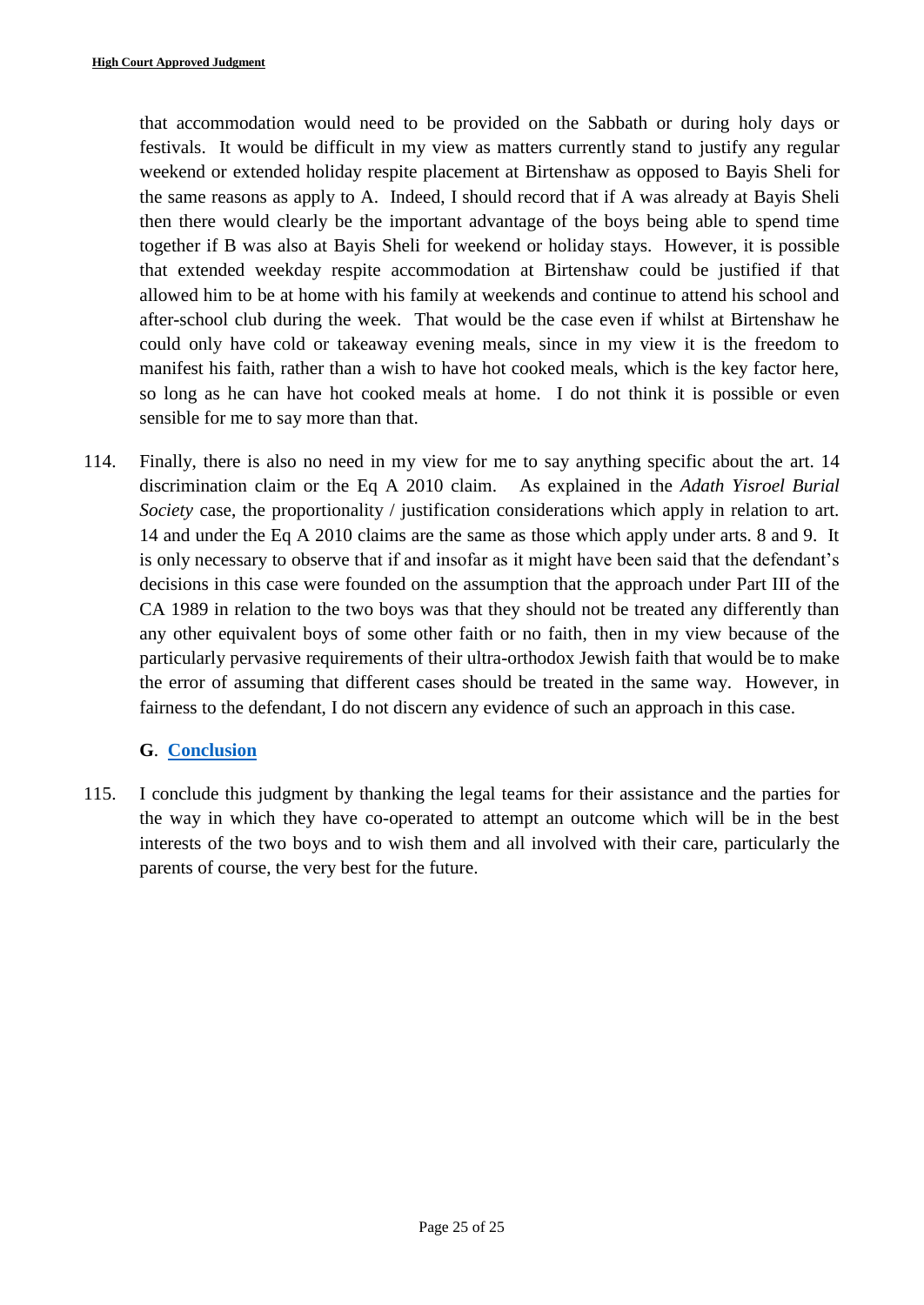that accommodation would need to be provided on the Sabbath or during holy days or festivals. It would be difficult in my view as matters currently stand to justify any regular weekend or extended holiday respite placement at Birtenshaw as opposed to Bayis Sheli for the same reasons as apply to A. Indeed, I should record that if A was already at Bayis Sheli then there would clearly be the important advantage of the boys being able to spend time together if B was also at Bayis Sheli for weekend or holiday stays. However, it is possible that extended weekday respite accommodation at Birtenshaw could be justified if that allowed him to be at home with his family at weekends and continue to attend his school and after-school club during the week. That would be the case even if whilst at Birtenshaw he could only have cold or takeaway evening meals, since in my view it is the freedom to manifest his faith, rather than a wish to have hot cooked meals, which is the key factor here, so long as he can have hot cooked meals at home. I do not think it is possible or even sensible for me to say more than that.

114. Finally, there is also no need in my view for me to say anything specific about the art. 14 discrimination claim or the Eq A 2010 claim. As explained in the *Adath Yisroel Burial Society* case, the proportionality / justification considerations which apply in relation to art. 14 and under the Eq A 2010 claims are the same as those which apply under arts. 8 and 9. It is only necessary to observe that if and insofar as it might have been said that the defendant's decisions in this case were founded on the assumption that the approach under Part III of the CA 1989 in relation to the two boys was that they should not be treated any differently than any other equivalent boys of some other faith or no faith, then in my view because of the particularly pervasive requirements of their ultra-orthodox Jewish faith that would be to make the error of assuming that different cases should be treated in the same way. However, in fairness to the defendant, I do not discern any evidence of such an approach in this case.

## **G**. **Conclusion**

115. I conclude this judgment by thanking the legal teams for their assistance and the parties for the way in which they have co-operated to attempt an outcome which will be in the best interests of the two boys and to wish them and all involved with their care, particularly the parents of course, the very best for the future.